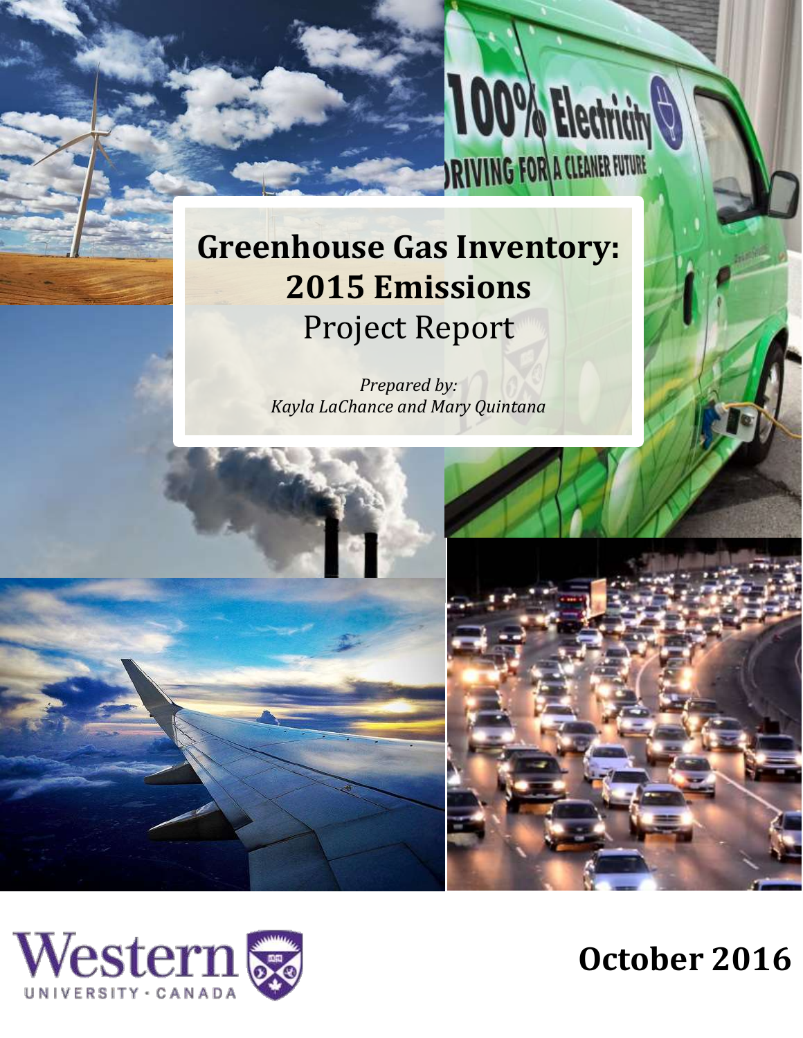# Greenhouse Gas Inventory: 2015 Emissions

Project Report

*Prepared by:*
*Kayla LaChance and Mary Quintana*

Western University · Canada

**October 2016**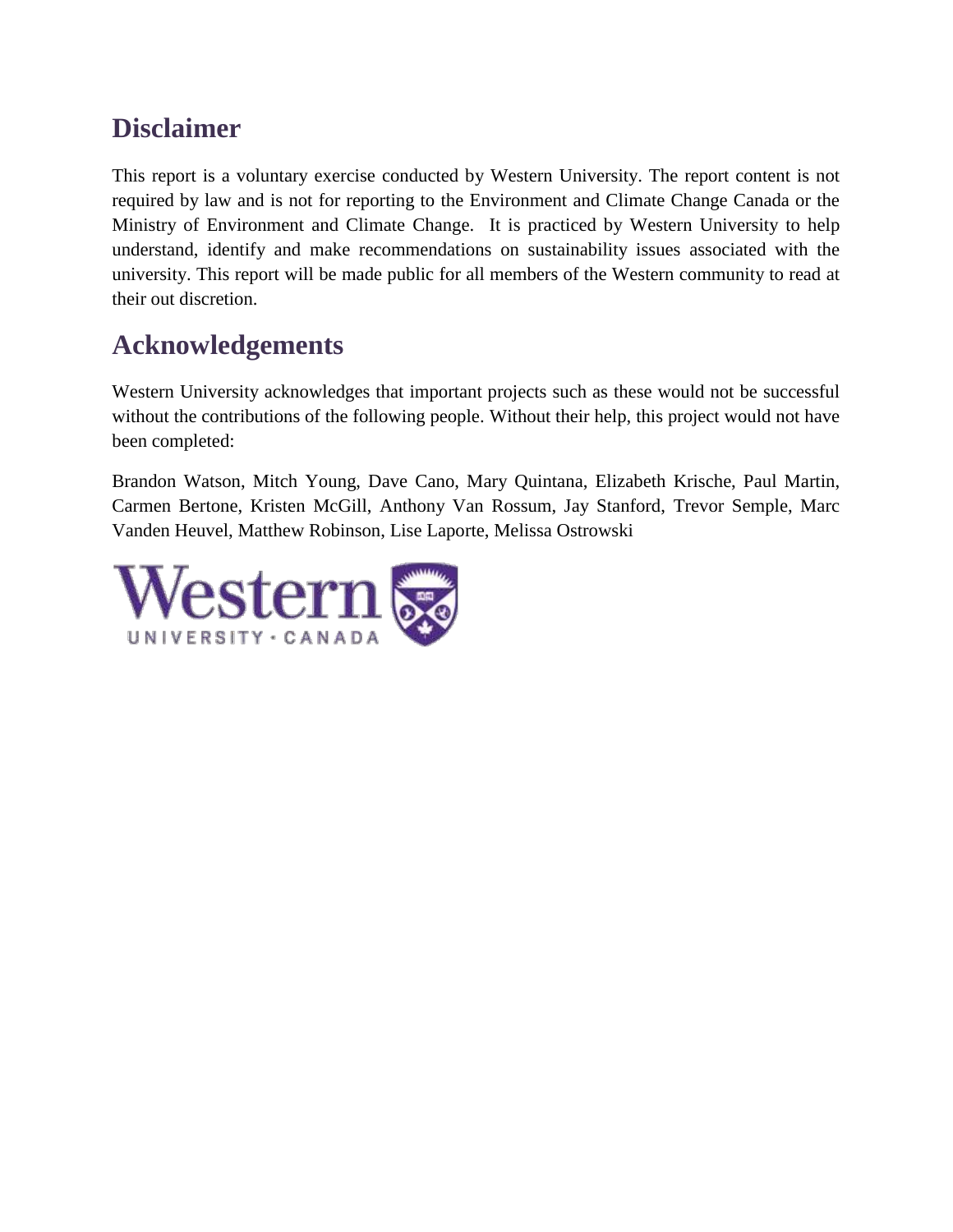## Disclaimer

This report is a voluntary exercise conducted by Western University. The report content is not required by law and is not for reporting to the Environment and Climate Change Canada or the Ministry of Environment and Climate Change. It is practiced by Western University to help understand, identify and make recommendations on sustainability issues associated with the university. This report will be made public for all members of the Western community to read at their out discretion.

## Acknowledgements

Western University acknowledges that important projects such as these would not be successful without the contributions of the following people. Without their help, this project would not have been completed:

Brandon Watson, Mitch Young, Dave Cano, Mary Quintana, Elizabeth Krische, Paul Martin, Carmen Bertone, Kristen McGill, Anthony Van Rossum, Jay Stanford, Trevor Semple, Marc Vanden Heuvel, Matthew Robinson, Lise Laporte, Melissa Ostrowski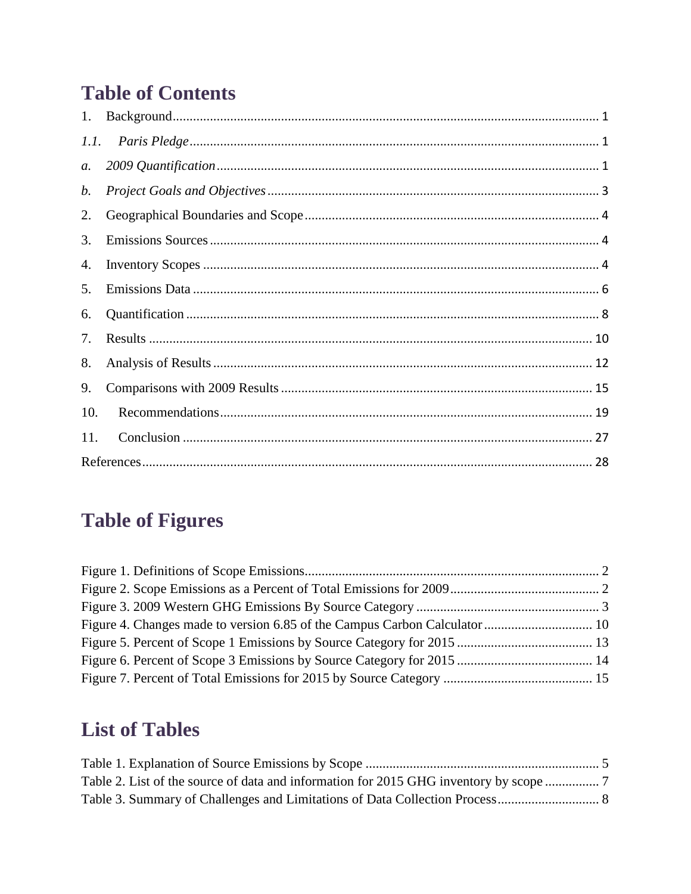# Table of Contents

1. Background ........................................................................................................................ 1

*1.1. Paris Pledge* ........................................................................................................................ 1

*a. 2009 Quantification* ............................................................................................................. 1

*b. Project Goals and Objectives* ................................................................................................ 3

2. Geographical Boundaries and Scope ...................................................................................... 4

3. Emissions Sources ................................................................................................................. 4

4. Inventory Scopes .................................................................................................................... 4

5. Emissions Data ...................................................................................................................... 6

6. Quantification ........................................................................................................................ 8

7. Results .................................................................................................................................. 10

8. Analysis of Results ............................................................................................................... 12

9. Comparisons with 2009 Results ........................................................................................... 15

10. Recommendations ............................................................................................................. 19

11. Conclusion ......................................................................................................................... 27

References ................................................................................................................................ 28

# Table of Figures

Figure 1. Definitions of Scope Emissions ...................................................................................... 2
Figure 2. Scope Emissions as a Percent of Total Emissions for 2009 ............................................ 2
Figure 3. 2009 Western GHG Emissions By Source Category ...................................................... 3
Figure 4. Changes made to version 6.85 of the Campus Carbon Calculator ................................ 10
Figure 5. Percent of Scope 1 Emissions by Source Category for 2015 ........................................ 13
Figure 6. Percent of Scope 3 Emissions by Source Category for 2015 ........................................ 14
Figure 7. Percent of Total Emissions for 2015 by Source Category ............................................ 15

# List of Tables

Table 1. Explanation of Source Emissions by Scope ..................................................................... 5
Table 2. List of the source of data and information for 2015 GHG inventory by scope ................ 7
Table 3. Summary of Challenges and Limitations of Data Collection Process .............................. 8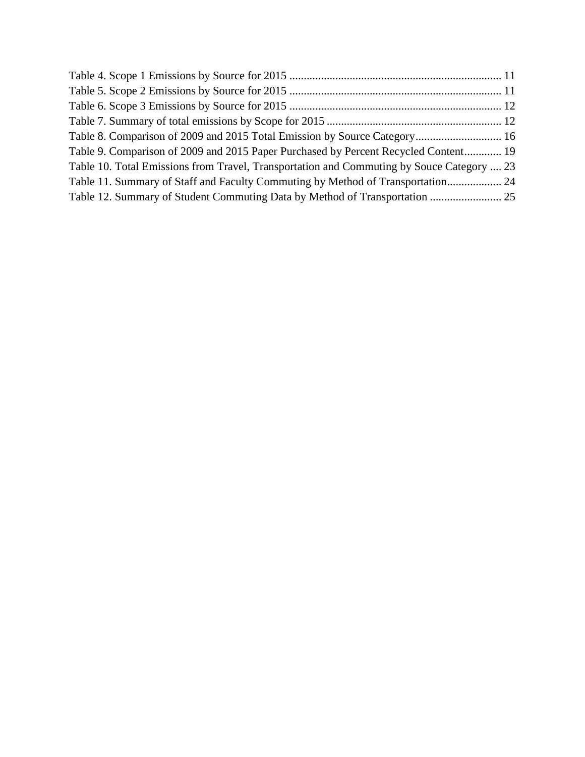Table 4. Scope 1 Emissions by Source for 2015 ........................................................................ 11
Table 5. Scope 2 Emissions by Source for 2015 ........................................................................ 11
Table 6. Scope 3 Emissions by Source for 2015 ........................................................................ 12
Table 7. Summary of total emissions by Scope for 2015 ............................................................ 12
Table 8. Comparison of 2009 and 2015 Total Emission by Source Category.............................. 16
Table 9. Comparison of 2009 and 2015 Paper Purchased by Percent Recycled Content............. 19
Table 10. Total Emissions from Travel, Transportation and Commuting by Souce Category .... 23
Table 11. Summary of Staff and Faculty Commuting by Method of Transportation................... 24
Table 12. Summary of Student Commuting Data by Method of Transportation ......................... 25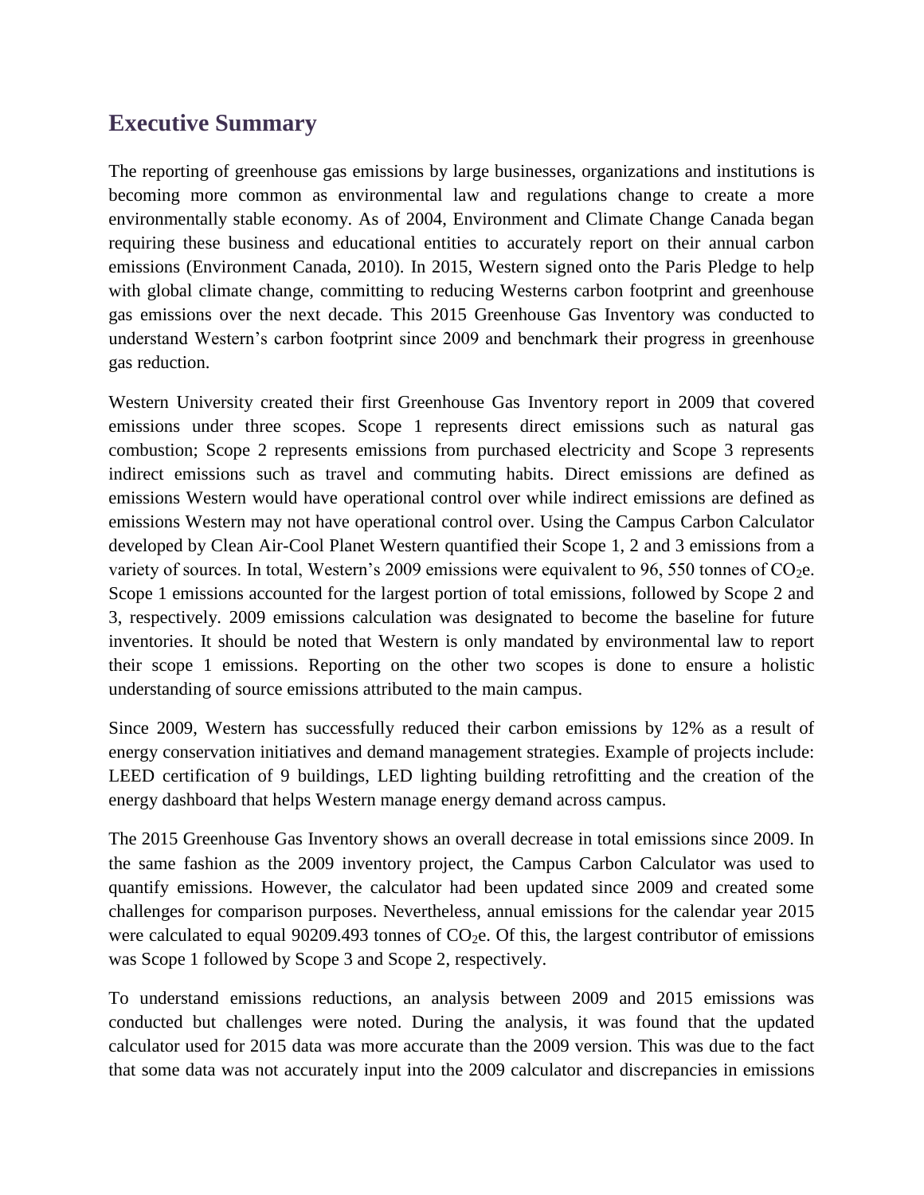## Executive Summary

The reporting of greenhouse gas emissions by large businesses, organizations and institutions is becoming more common as environmental law and regulations change to create a more environmentally stable economy. As of 2004, Environment and Climate Change Canada began requiring these business and educational entities to accurately report on their annual carbon emissions (Environment Canada, 2010). In 2015, Western signed onto the Paris Pledge to help with global climate change, committing to reducing Westerns carbon footprint and greenhouse gas emissions over the next decade. This 2015 Greenhouse Gas Inventory was conducted to understand Western's carbon footprint since 2009 and benchmark their progress in greenhouse gas reduction.

Western University created their first Greenhouse Gas Inventory report in 2009 that covered emissions under three scopes. Scope 1 represents direct emissions such as natural gas combustion; Scope 2 represents emissions from purchased electricity and Scope 3 represents indirect emissions such as travel and commuting habits. Direct emissions are defined as emissions Western would have operational control over while indirect emissions are defined as emissions Western may not have operational control over. Using the Campus Carbon Calculator developed by Clean Air-Cool Planet Western quantified their Scope 1, 2 and 3 emissions from a variety of sources. In total, Western's 2009 emissions were equivalent to 96, 550 tonnes of $CO_2$e. Scope 1 emissions accounted for the largest portion of total emissions, followed by Scope 2 and 3, respectively. 2009 emissions calculation was designated to become the baseline for future inventories. It should be noted that Western is only mandated by environmental law to report their scope 1 emissions. Reporting on the other two scopes is done to ensure a holistic understanding of source emissions attributed to the main campus.

Since 2009, Western has successfully reduced their carbon emissions by 12% as a result of energy conservation initiatives and demand management strategies. Example of projects include: LEED certification of 9 buildings, LED lighting building retrofitting and the creation of the energy dashboard that helps Western manage energy demand across campus.

The 2015 Greenhouse Gas Inventory shows an overall decrease in total emissions since 2009. In the same fashion as the 2009 inventory project, the Campus Carbon Calculator was used to quantify emissions. However, the calculator had been updated since 2009 and created some challenges for comparison purposes. Nevertheless, annual emissions for the calendar year 2015 were calculated to equal 90209.493 tonnes of $CO_2$e. Of this, the largest contributor of emissions was Scope 1 followed by Scope 3 and Scope 2, respectively.

To understand emissions reductions, an analysis between 2009 and 2015 emissions was conducted but challenges were noted. During the analysis, it was found that the updated calculator used for 2015 data was more accurate than the 2009 version. This was due to the fact that some data was not accurately input into the 2009 calculator and discrepancies in emissions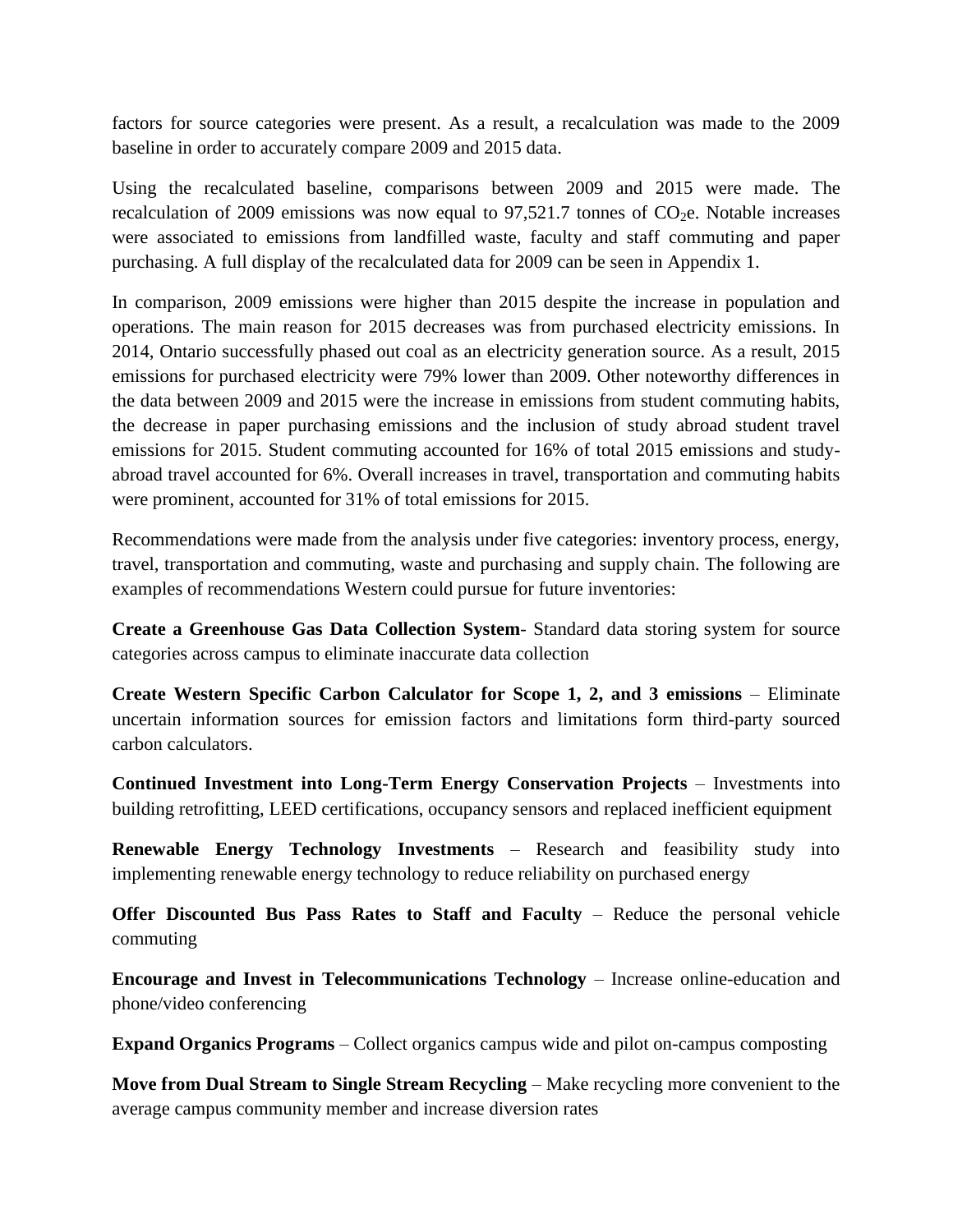factors for source categories were present. As a result, a recalculation was made to the 2009 baseline in order to accurately compare 2009 and 2015 data.

Using the recalculated baseline, comparisons between 2009 and 2015 were made. The recalculation of 2009 emissions was now equal to 97,521.7 tonnes of $CO_2$e. Notable increases were associated to emissions from landfilled waste, faculty and staff commuting and paper purchasing. A full display of the recalculated data for 2009 can be seen in Appendix 1.

In comparison, 2009 emissions were higher than 2015 despite the increase in population and operations. The main reason for 2015 decreases was from purchased electricity emissions. In 2014, Ontario successfully phased out coal as an electricity generation source. As a result, 2015 emissions for purchased electricity were 79% lower than 2009. Other noteworthy differences in the data between 2009 and 2015 were the increase in emissions from student commuting habits, the decrease in paper purchasing emissions and the inclusion of study abroad student travel emissions for 2015. Student commuting accounted for 16% of total 2015 emissions and study-abroad travel accounted for 6%. Overall increases in travel, transportation and commuting habits were prominent, accounted for 31% of total emissions for 2015.

Recommendations were made from the analysis under five categories: inventory process, energy, travel, transportation and commuting, waste and purchasing and supply chain. The following are examples of recommendations Western could pursue for future inventories:

**Create a Greenhouse Gas Data Collection System**- Standard data storing system for source categories across campus to eliminate inaccurate data collection

**Create Western Specific Carbon Calculator for Scope 1, 2, and 3 emissions** – Eliminate uncertain information sources for emission factors and limitations form third-party sourced carbon calculators.

**Continued Investment into Long-Term Energy Conservation Projects** – Investments into building retrofitting, LEED certifications, occupancy sensors and replaced inefficient equipment

**Renewable Energy Technology Investments** – Research and feasibility study into implementing renewable energy technology to reduce reliability on purchased energy

**Offer Discounted Bus Pass Rates to Staff and Faculty** – Reduce the personal vehicle commuting

**Encourage and Invest in Telecommunications Technology** – Increase online-education and phone/video conferencing

**Expand Organics Programs** – Collect organics campus wide and pilot on-campus composting

**Move from Dual Stream to Single Stream Recycling** – Make recycling more convenient to the average campus community member and increase diversion rates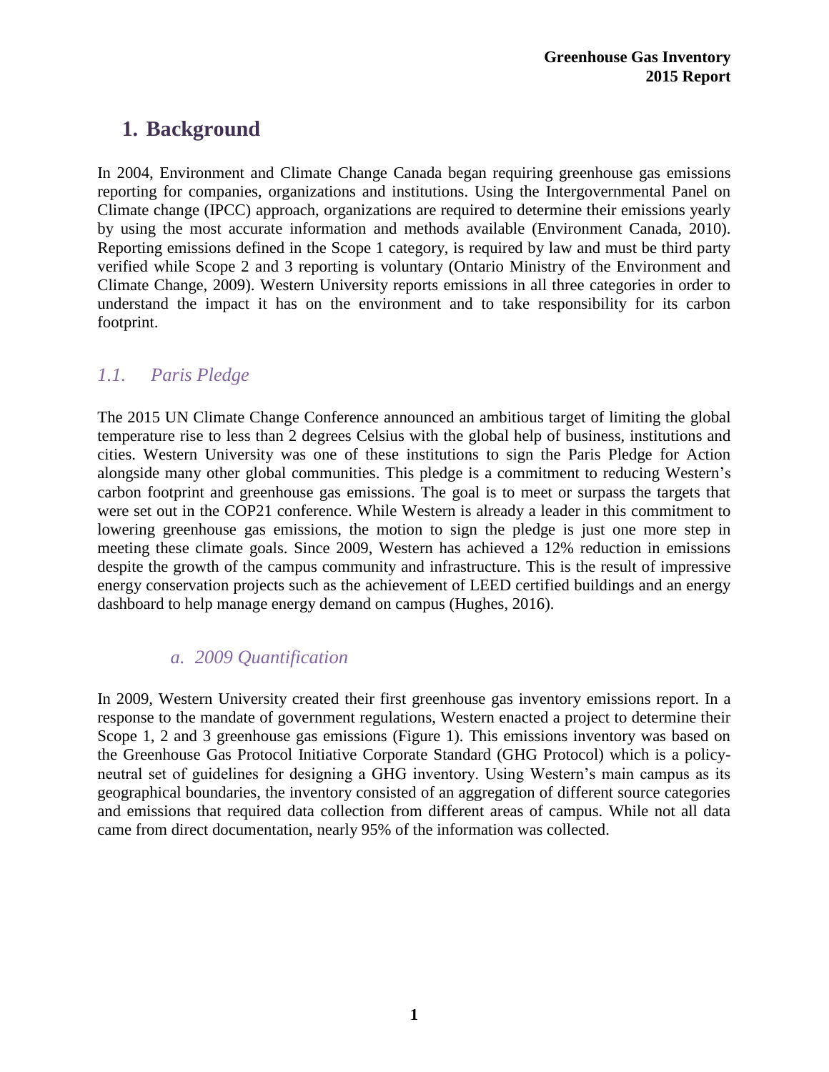# 1. Background

In 2004, Environment and Climate Change Canada began requiring greenhouse gas emissions reporting for companies, organizations and institutions. Using the Intergovernmental Panel on Climate change (IPCC) approach, organizations are required to determine their emissions yearly by using the most accurate information and methods available (Environment Canada, 2010). Reporting emissions defined in the Scope 1 category, is required by law and must be third party verified while Scope 2 and 3 reporting is voluntary (Ontario Ministry of the Environment and Climate Change, 2009). Western University reports emissions in all three categories in order to understand the impact it has on the environment and to take responsibility for its carbon footprint.

## *1.1. Paris Pledge*

The 2015 UN Climate Change Conference announced an ambitious target of limiting the global temperature rise to less than 2 degrees Celsius with the global help of business, institutions and cities. Western University was one of these institutions to sign the Paris Pledge for Action alongside many other global communities. This pledge is a commitment to reducing Western's carbon footprint and greenhouse gas emissions. The goal is to meet or surpass the targets that were set out in the COP21 conference. While Western is already a leader in this commitment to lowering greenhouse gas emissions, the motion to sign the pledge is just one more step in meeting these climate goals. Since 2009, Western has achieved a 12% reduction in emissions despite the growth of the campus community and infrastructure. This is the result of impressive energy conservation projects such as the achievement of LEED certified buildings and an energy dashboard to help manage energy demand on campus (Hughes, 2016).

### *a. 2009 Quantification*

In 2009, Western University created their first greenhouse gas inventory emissions report. In a response to the mandate of government regulations, Western enacted a project to determine their Scope 1, 2 and 3 greenhouse gas emissions (Figure 1). This emissions inventory was based on the Greenhouse Gas Protocol Initiative Corporate Standard (GHG Protocol) which is a policy-neutral set of guidelines for designing a GHG inventory. Using Western's main campus as its geographical boundaries, the inventory consisted of an aggregation of different source categories and emissions that required data collection from different areas of campus. While not all data came from direct documentation, nearly 95% of the information was collected.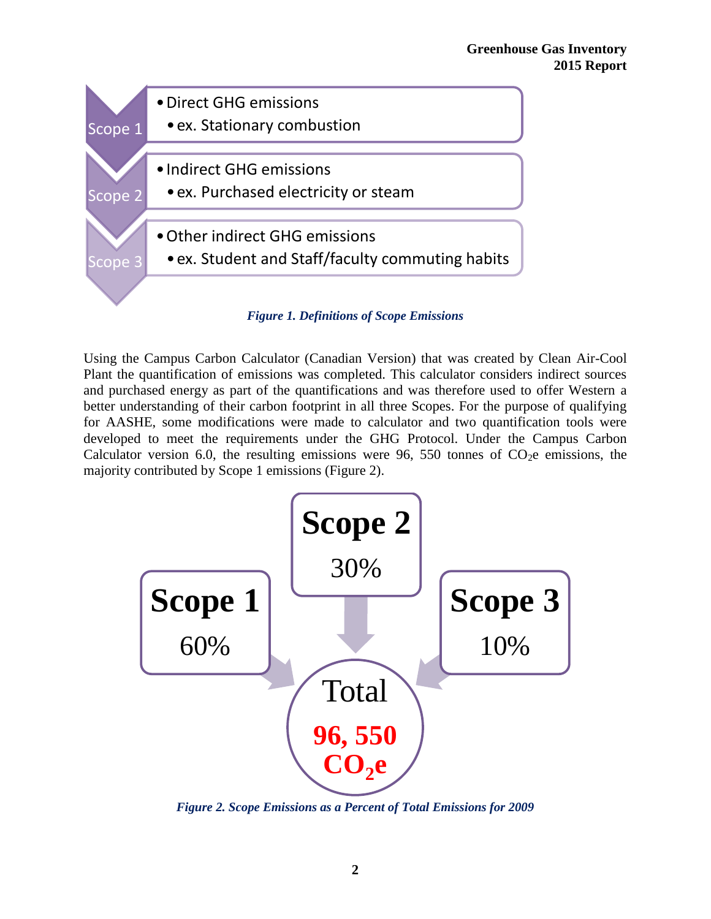- Scope 1
  - Direct GHG emissions
    - ex. Stationary combustion
- Scope 2
  - Indirect GHG emissions
    - ex. Purchased electricity or steam
- Scope 3
  - Other indirect GHG emissions
    - ex. Student and Staff/faculty commuting habits

*Figure 1. Definitions of Scope Emissions*

Using the Campus Carbon Calculator (Canadian Version) that was created by Clean Air-Cool Plant the quantification of emissions was completed. This calculator considers indirect sources and purchased energy as part of the quantifications and was therefore used to offer Western a better understanding of their carbon footprint in all three Scopes. For the purpose of qualifying for AASHE, some modifications were made to calculator and two quantification tools were developed to meet the requirements under the GHG Protocol. Under the Campus Carbon Calculator version 6.0, the resulting emissions were 96, 550 tonnes of $CO_2$e emissions, the majority contributed by Scope 1 emissions (Figure 2).

**Scope 1** 60%

**Scope 2** 30%

**Scope 3** 10%

Total **96, 550 $CO_2$e**

*Figure 2. Scope Emissions as a Percent of Total Emissions for 2009*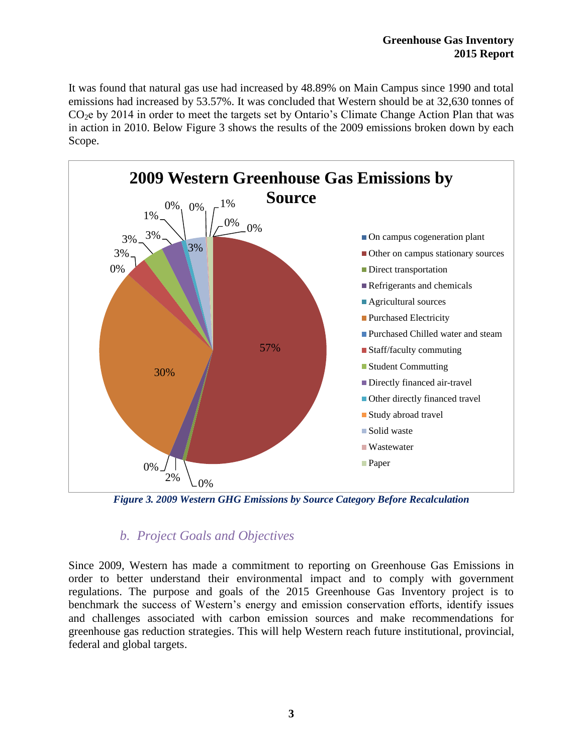It was found that natural gas use had increased by 48.89% on Main Campus since 1990 and total emissions had increased by 53.57%. It was concluded that Western should be at 32,630 tonnes of $CO_2e$ by 2014 in order to meet the targets set by Ontario's Climate Change Action Plan that was in action in 2010. Below Figure 3 shows the results of the 2009 emissions broken down by each Scope.

*Figure 3. 2009 Western GHG Emissions by Source Category Before Recalculation*

## b. Project Goals and Objectives

Since 2009, Western has made a commitment to reporting on Greenhouse Gas Emissions in order to better understand their environmental impact and to comply with government regulations. The purpose and goals of the 2015 Greenhouse Gas Inventory project is to benchmark the success of Western's energy and emission conservation efforts, identify issues and challenges associated with carbon emission sources and make recommendations for greenhouse gas reduction strategies. This will help Western reach future institutional, provincial, federal and global targets.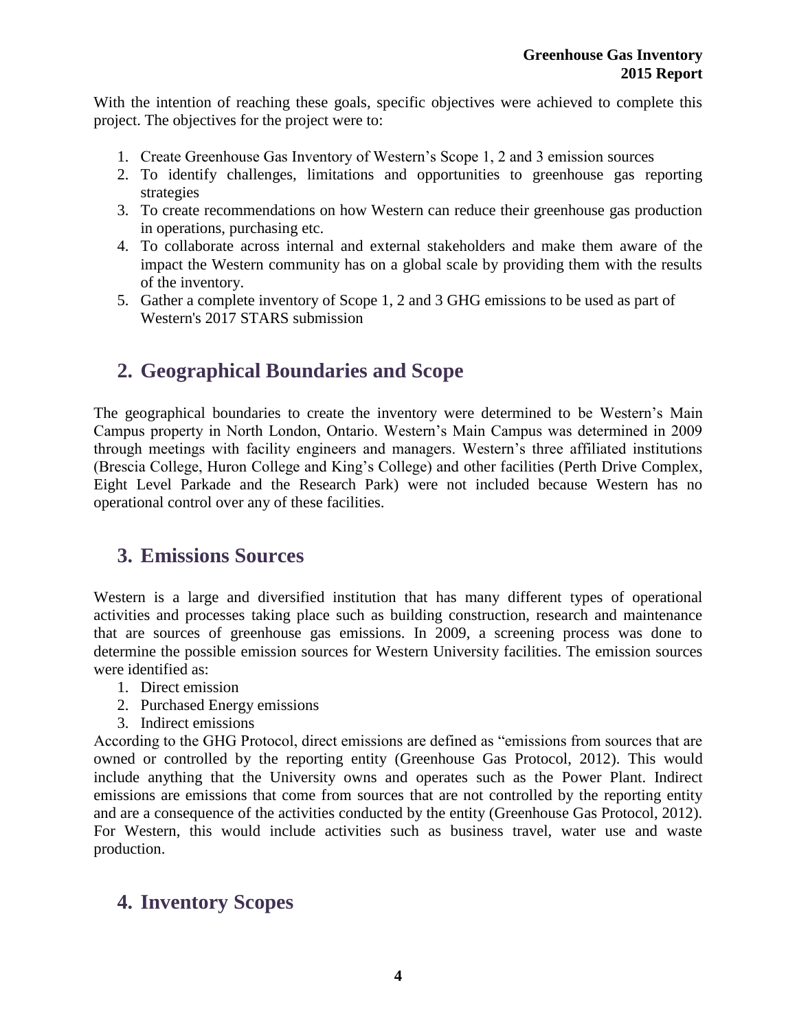With the intention of reaching these goals, specific objectives were achieved to complete this project. The objectives for the project were to:

1. Create Greenhouse Gas Inventory of Western's Scope 1, 2 and 3 emission sources
2. To identify challenges, limitations and opportunities to greenhouse gas reporting strategies
3. To create recommendations on how Western can reduce their greenhouse gas production in operations, purchasing etc.
4. To collaborate across internal and external stakeholders and make them aware of the impact the Western community has on a global scale by providing them with the results of the inventory.
5. Gather a complete inventory of Scope 1, 2 and 3 GHG emissions to be used as part of Western's 2017 STARS submission

## 2. Geographical Boundaries and Scope

The geographical boundaries to create the inventory were determined to be Western's Main Campus property in North London, Ontario. Western's Main Campus was determined in 2009 through meetings with facility engineers and managers. Western's three affiliated institutions (Brescia College, Huron College and King's College) and other facilities (Perth Drive Complex, Eight Level Parkade and the Research Park) were not included because Western has no operational control over any of these facilities.

## 3. Emissions Sources

Western is a large and diversified institution that has many different types of operational activities and processes taking place such as building construction, research and maintenance that are sources of greenhouse gas emissions. In 2009, a screening process was done to determine the possible emission sources for Western University facilities. The emission sources were identified as:

1. Direct emission
2. Purchased Energy emissions
3. Indirect emissions

According to the GHG Protocol, direct emissions are defined as "emissions from sources that are owned or controlled by the reporting entity (Greenhouse Gas Protocol, 2012). This would include anything that the University owns and operates such as the Power Plant. Indirect emissions are emissions that come from sources that are not controlled by the reporting entity and are a consequence of the activities conducted by the entity (Greenhouse Gas Protocol, 2012). For Western, this would include activities such as business travel, water use and waste production.

## 4. Inventory Scopes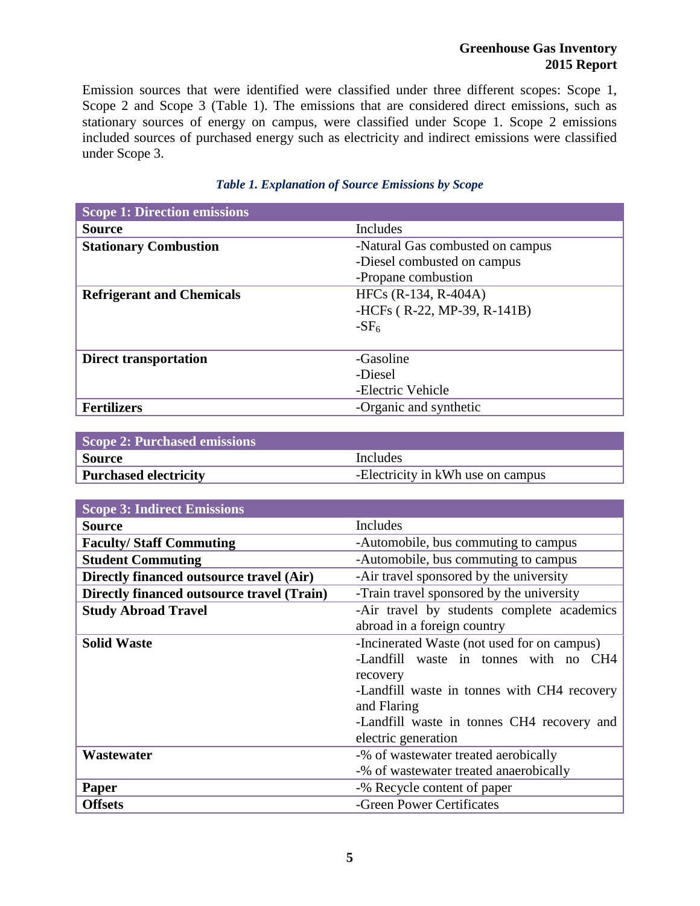Emission sources that were identified were classified under three different scopes: Scope 1, Scope 2 and Scope 3 (Table 1). The emissions that are considered direct emissions, such as stationary sources of energy on campus, were classified under Scope 1. Scope 2 emissions included sources of purchased energy such as electricity and indirect emissions were classified under Scope 3.

*Table 1. Explanation of Source Emissions by Scope*

| **Scope 1: Direction emissions** | |
|---|---|
| **Source** | Includes |
| **Stationary Combustion** | -Natural Gas combusted on campus<br>-Diesel combusted on campus<br>-Propane combustion |
| **Refrigerant and Chemicals** | HFCs (R-134, R-404A)<br>-HCFs ( R-22, MP-39, R-141B)<br>-$SF_6$ |
| **Direct transportation** | -Gasoline<br>-Diesel<br>-Electric Vehicle |
| **Fertilizers** | -Organic and synthetic |

| **Scope 2: Purchased emissions** | |
|---|---|
| **Source** | Includes |
| **Purchased electricity** | -Electricity in kWh use on campus |

| **Scope 3: Indirect Emissions** | |
|---|---|
| **Source** | Includes |
| **Faculty/ Staff Commuting** | -Automobile, bus commuting to campus |
| **Student Commuting** | -Automobile, bus commuting to campus |
| **Directly financed outsource travel (Air)** | -Air travel sponsored by the university |
| **Directly financed outsource travel (Train)** | -Train travel sponsored by the university |
| **Study Abroad Travel** | -Air travel by students complete academics abroad in a foreign country |
| **Solid Waste** | -Incinerated Waste (not used for on campus)<br>-Landfill waste in tonnes with no CH4 recovery<br>-Landfill waste in tonnes with CH4 recovery and Flaring<br>-Landfill waste in tonnes CH4 recovery and electric generation |
| **Wastewater** | -% of wastewater treated aerobically<br>-% of wastewater treated anaerobically |
| **Paper** | -% Recycle content of paper |
| **Offsets** | -Green Power Certificates |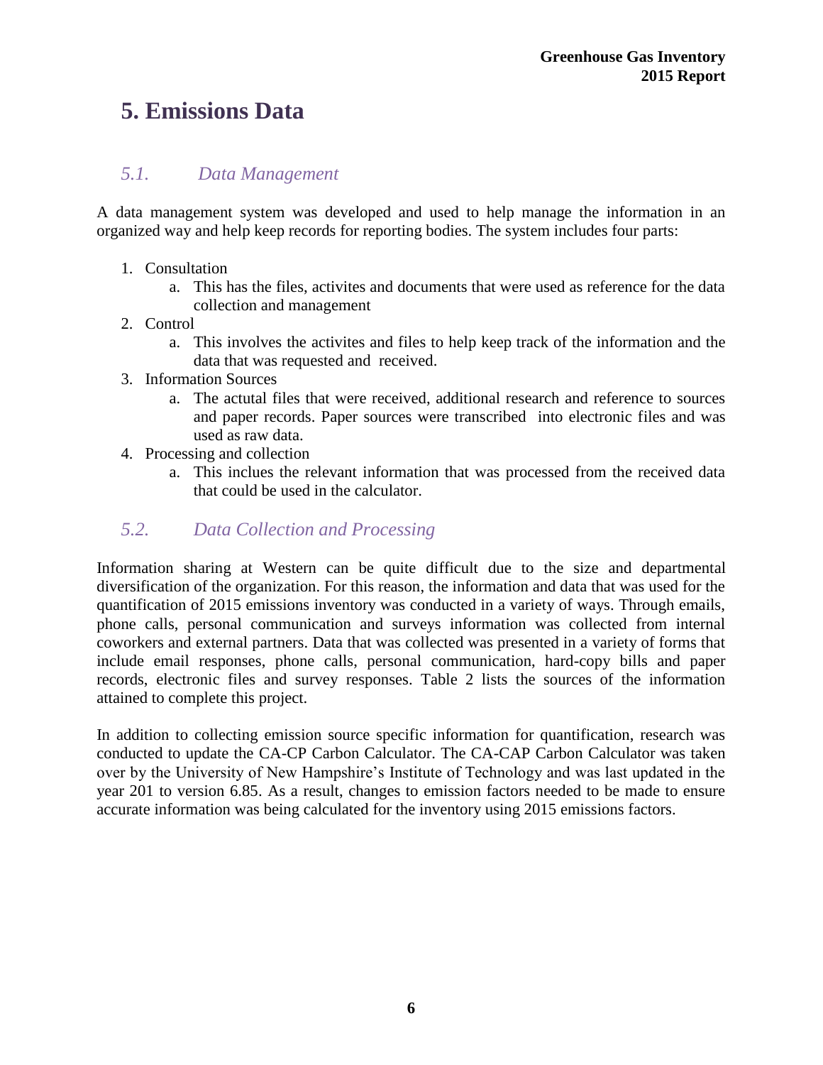# 5. Emissions Data

## *5.1. Data Management*

A data management system was developed and used to help manage the information in an organized way and help keep records for reporting bodies. The system includes four parts:

1. Consultation
   a. This has the files, activites and documents that were used as reference for the data collection and management
2. Control
   a. This involves the activites and files to help keep track of the information and the data that was requested and received.
3. Information Sources
   a. The actutal files that were received, additional research and reference to sources and paper records. Paper sources were transcribed into electronic files and was used as raw data.
4. Processing and collection
   a. This inclues the relevant information that was processed from the received data that could be used in the calculator.

## *5.2. Data Collection and Processing*

Information sharing at Western can be quite difficult due to the size and departmental diversification of the organization. For this reason, the information and data that was used for the quantification of 2015 emissions inventory was conducted in a variety of ways. Through emails, phone calls, personal communication and surveys information was collected from internal coworkers and external partners. Data that was collected was presented in a variety of forms that include email responses, phone calls, personal communication, hard-copy bills and paper records, electronic files and survey responses. Table 2 lists the sources of the information attained to complete this project.

In addition to collecting emission source specific information for quantification, research was conducted to update the CA-CP Carbon Calculator. The CA-CAP Carbon Calculator was taken over by the University of New Hampshire's Institute of Technology and was last updated in the year 201 to version 6.85. As a result, changes to emission factors needed to be made to ensure accurate information was being calculated for the inventory using 2015 emissions factors.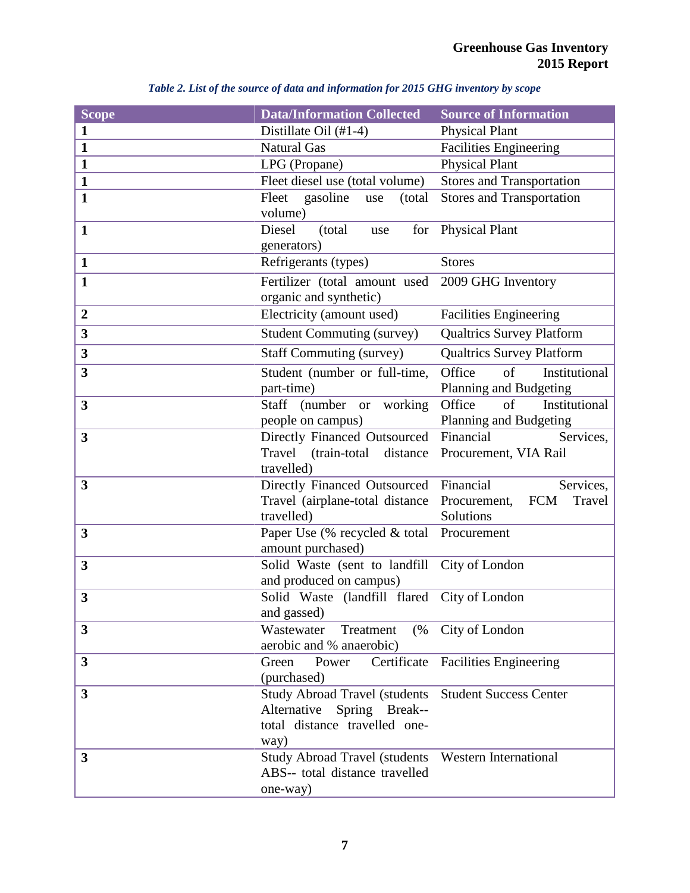*Table 2. List of the source of data and information for 2015 GHG inventory by scope*

| Scope | Data/Information Collected | Source of Information |
|---|---|---|
| 1 | Distillate Oil (#1-4) | Physical Plant |
| 1 | Natural Gas | Facilities Engineering |
| 1 | LPG (Propane) | Physical Plant |
| 1 | Fleet diesel use (total volume) | Stores and Transportation |
| 1 | Fleet gasoline use (total volume) | Stores and Transportation |
| 1 | Diesel (total use for generators) | Physical Plant |
| 1 | Refrigerants (types) | Stores |
| 1 | Fertilizer (total amount used organic and synthetic) | 2009 GHG Inventory |
| 2 | Electricity (amount used) | Facilities Engineering |
| 3 | Student Commuting (survey) | Qualtrics Survey Platform |
| 3 | Staff Commuting (survey) | Qualtrics Survey Platform |
| 3 | Student (number or full-time, part-time) | Office of Institutional Planning and Budgeting |
| 3 | Staff (number or working people on campus) | Office of Institutional Planning and Budgeting |
| 3 | Directly Financed Outsourced Travel (train-total distance travelled) | Financial Services, Procurement, VIA Rail |
| 3 | Directly Financed Outsourced Travel (airplane-total distance travelled) | Financial Services, Procurement, FCM Travel Solutions |
| 3 | Paper Use (% recycled & total amount purchased) | Procurement |
| 3 | Solid Waste (sent to landfill and produced on campus) | City of London |
| 3 | Solid Waste (landfill flared and gassed) | City of London |
| 3 | Wastewater Treatment (% aerobic and % anaerobic) | City of London |
| 3 | Green Power Certificate (purchased) | Facilities Engineering |
| 3 | Study Abroad Travel (students Alternative Spring Break-- total distance travelled one-way) | Student Success Center |
| 3 | Study Abroad Travel (students ABS-- total distance travelled one-way) | Western International |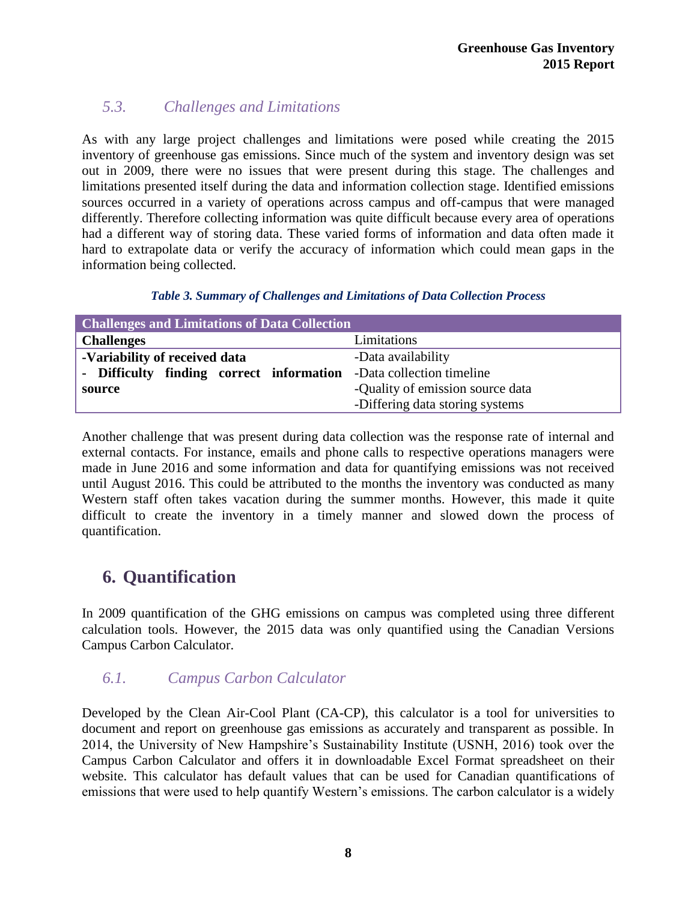### 5.3. Challenges and Limitations

As with any large project challenges and limitations were posed while creating the 2015 inventory of greenhouse gas emissions. Since much of the system and inventory design was set out in 2009, there were no issues that were present during this stage. The challenges and limitations presented itself during the data and information collection stage. Identified emissions sources occurred in a variety of operations across campus and off-campus that were managed differently. Therefore collecting information was quite difficult because every area of operations had a different way of storing data. These varied forms of information and data often made it hard to extrapolate data or verify the accuracy of information which could mean gaps in the information being collected.

*Table 3. Summary of Challenges and Limitations of Data Collection Process*

| Challenges and Limitations of Data Collection | |
|---|---|
| **Challenges** | Limitations |
| **-Variability of received data**<br>**- Difficulty finding correct information source** | -Data availability<br>-Data collection timeline<br>-Quality of emission source data<br>-Differing data storing systems |

Another challenge that was present during data collection was the response rate of internal and external contacts. For instance, emails and phone calls to respective operations managers were made in June 2016 and some information and data for quantifying emissions was not received until August 2016. This could be attributed to the months the inventory was conducted as many Western staff often takes vacation during the summer months. However, this made it quite difficult to create the inventory in a timely manner and slowed down the process of quantification.

## 6. Quantification

In 2009 quantification of the GHG emissions on campus was completed using three different calculation tools. However, the 2015 data was only quantified using the Canadian Versions Campus Carbon Calculator.

### 6.1. Campus Carbon Calculator

Developed by the Clean Air-Cool Plant (CA-CP), this calculator is a tool for universities to document and report on greenhouse gas emissions as accurately and transparent as possible. In 2014, the University of New Hampshire's Sustainability Institute (USNH, 2016) took over the Campus Carbon Calculator and offers it in downloadable Excel Format spreadsheet on their website. This calculator has default values that can be used for Canadian quantifications of emissions that were used to help quantify Western's emissions. The carbon calculator is a widely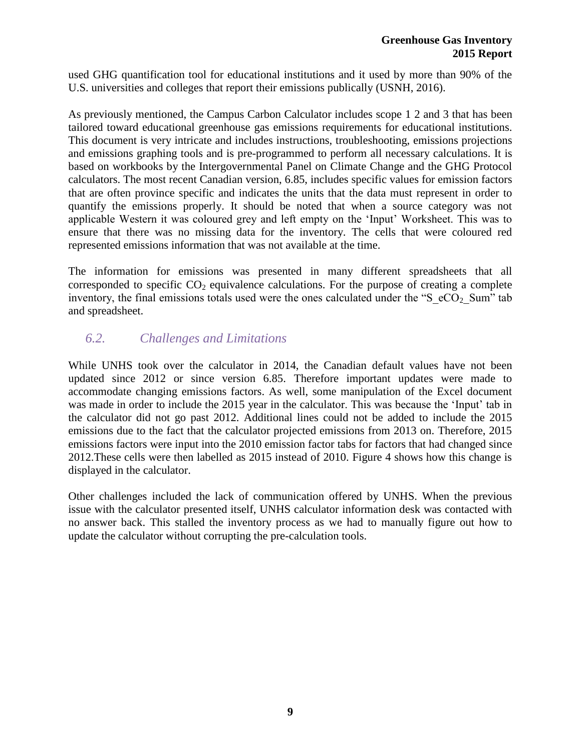used GHG quantification tool for educational institutions and it used by more than 90% of the U.S. universities and colleges that report their emissions publically (USNH, 2016).

As previously mentioned, the Campus Carbon Calculator includes scope 1 2 and 3 that has been tailored toward educational greenhouse gas emissions requirements for educational institutions. This document is very intricate and includes instructions, troubleshooting, emissions projections and emissions graphing tools and is pre-programmed to perform all necessary calculations. It is based on workbooks by the Intergovernmental Panel on Climate Change and the GHG Protocol calculators. The most recent Canadian version, 6.85, includes specific values for emission factors that are often province specific and indicates the units that the data must represent in order to quantify the emissions properly. It should be noted that when a source category was not applicable Western it was coloured grey and left empty on the 'Input' Worksheet. This was to ensure that there was no missing data for the inventory. The cells that were coloured red represented emissions information that was not available at the time.

The information for emissions was presented in many different spreadsheets that all corresponded to specific $CO_2$ equivalence calculations. For the purpose of creating a complete inventory, the final emissions totals used were the ones calculated under the "S_e$CO_2$_Sum" tab and spreadsheet.

## *6.2. Challenges and Limitations*

While UNHS took over the calculator in 2014, the Canadian default values have not been updated since 2012 or since version 6.85. Therefore important updates were made to accommodate changing emissions factors. As well, some manipulation of the Excel document was made in order to include the 2015 year in the calculator. This was because the 'Input' tab in the calculator did not go past 2012. Additional lines could not be added to include the 2015 emissions due to the fact that the calculator projected emissions from 2013 on. Therefore, 2015 emissions factors were input into the 2010 emission factor tabs for factors that had changed since 2012.These cells were then labelled as 2015 instead of 2010. Figure 4 shows how this change is displayed in the calculator.

Other challenges included the lack of communication offered by UNHS. When the previous issue with the calculator presented itself, UNHS calculator information desk was contacted with no answer back. This stalled the inventory process as we had to manually figure out how to update the calculator without corrupting the pre-calculation tools.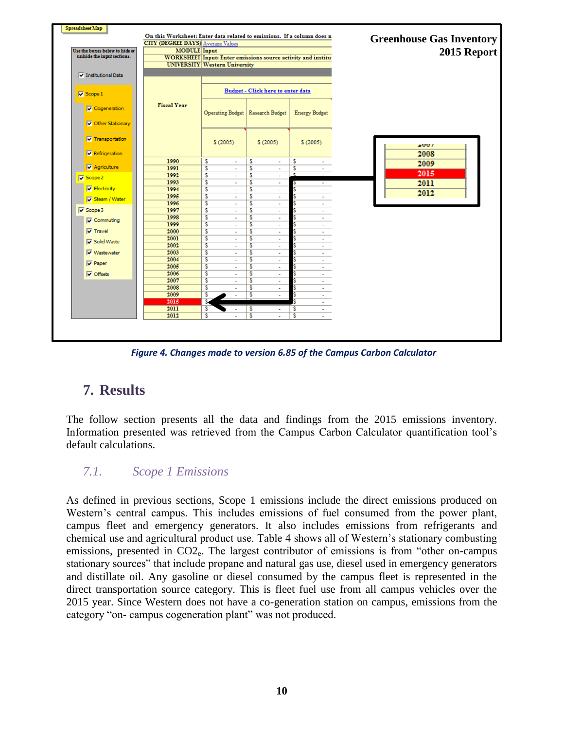Figure 4. Changes made to version 6.85 of the Campus Carbon Calculator

## 7. Results

The follow section presents all the data and findings from the 2015 emissions inventory. Information presented was retrieved from the Campus Carbon Calculator quantification tool's default calculations.

### 7.1. Scope 1 Emissions

As defined in previous sections, Scope 1 emissions include the direct emissions produced on Western's central campus. This includes emissions of fuel consumed from the power plant, campus fleet and emergency generators. It also includes emissions from refrigerants and chemical use and agricultural product use. Table 4 shows all of Western's stationary combusting emissions, presented in $CO2_e$. The largest contributor of emissions is from "other on-campus stationary sources" that include propane and natural gas use, diesel used in emergency generators and distillate oil. Any gasoline or diesel consumed by the campus fleet is represented in the direct transportation source category. This is fleet fuel use from all campus vehicles over the 2015 year. Since Western does not have a co-generation station on campus, emissions from the category "on- campus cogeneration plant" was not produced.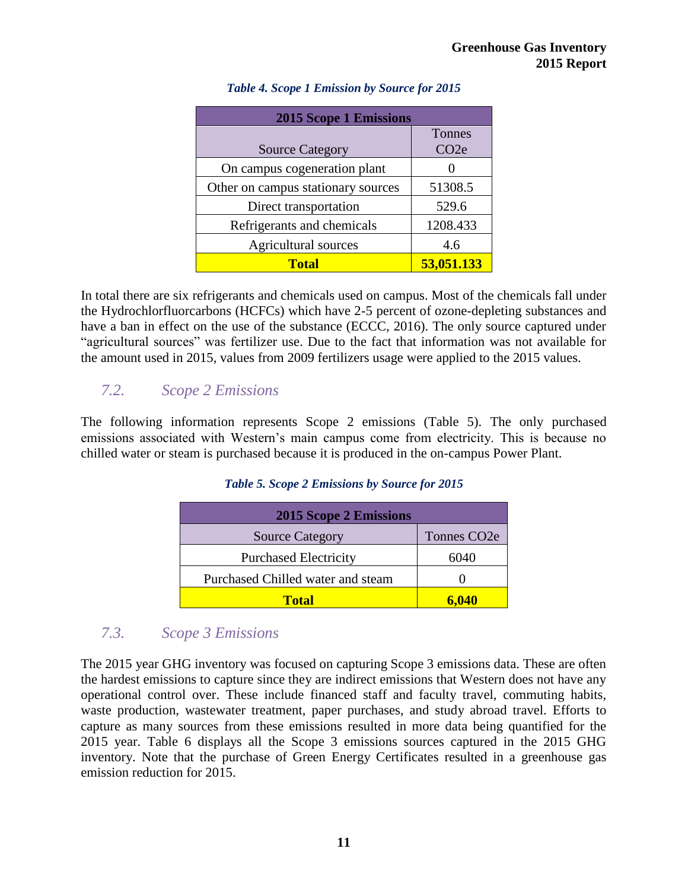*Table 4. Scope 1 Emission by Source for 2015*

| 2015 Scope 1 Emissions | |
|---|---|
| Source Category | Tonnes $CO_2e$ |
| On campus cogeneration plant | 0 |
| Other on campus stationary sources | 51308.5 |
| Direct transportation | 529.6 |
| Refrigerants and chemicals | 1208.433 |
| Agricultural sources | 4.6 |
| **Total** | **53,051.133** |

In total there are six refrigerants and chemicals used on campus. Most of the chemicals fall under the Hydrochlorfluorcarbons (HCFCs) which have 2-5 percent of ozone-depleting substances and have a ban in effect on the use of the substance (ECCC, 2016). The only source captured under "agricultural sources" was fertilizer use. Due to the fact that information was not available for the amount used in 2015, values from 2009 fertilizers usage were applied to the 2015 values.

## *7.2. Scope 2 Emissions*

The following information represents Scope 2 emissions (Table 5). The only purchased emissions associated with Western's main campus come from electricity. This is because no chilled water or steam is purchased because it is produced in the on-campus Power Plant.

*Table 5. Scope 2 Emissions by Source for 2015*

| 2015 Scope 2 Emissions | |
|---|---|
| Source Category | Tonnes $CO_2e$ |
| Purchased Electricity | 6040 |
| Purchased Chilled water and steam | 0 |
| **Total** | **6,040** |

## *7.3. Scope 3 Emissions*

The 2015 year GHG inventory was focused on capturing Scope 3 emissions data. These are often the hardest emissions to capture since they are indirect emissions that Western does not have any operational control over. These include financed staff and faculty travel, commuting habits, waste production, wastewater treatment, paper purchases, and study abroad travel. Efforts to capture as many sources from these emissions resulted in more data being quantified for the 2015 year. Table 6 displays all the Scope 3 emissions sources captured in the 2015 GHG inventory. Note that the purchase of Green Energy Certificates resulted in a greenhouse gas emission reduction for 2015.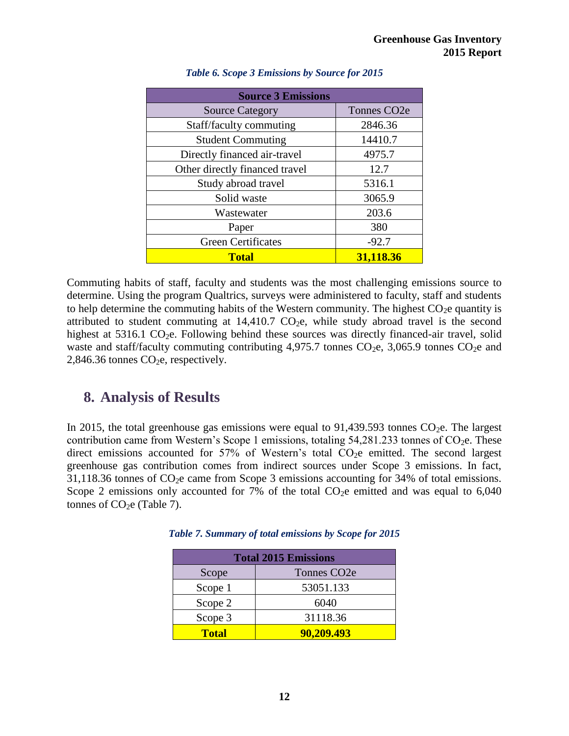*Table 6. Scope 3 Emissions by Source for 2015*

| Source 3 Emissions | |
|---|---|
| Source Category | Tonnes CO2e |
| Staff/faculty commuting | 2846.36 |
| Student Commuting | 14410.7 |
| Directly financed air-travel | 4975.7 |
| Other directly financed travel | 12.7 |
| Study abroad travel | 5316.1 |
| Solid waste | 3065.9 |
| Wastewater | 203.6 |
| Paper | 380 |
| Green Certificates | -92.7 |
| **Total** | **31,118.36** |

Commuting habits of staff, faculty and students was the most challenging emissions source to determine. Using the program Qualtrics, surveys were administered to faculty, staff and students to help determine the commuting habits of the Western community. The highest $CO_2e$ quantity is attributed to student commuting at 14,410.7 $CO_2e$, while study abroad travel is the second highest at 5316.1 $CO_2e$. Following behind these sources was directly financed-air travel, solid waste and staff/faculty commuting contributing 4,975.7 tonnes $CO_2e$, 3,065.9 tonnes $CO_2e$ and 2,846.36 tonnes $CO_2e$, respectively.

## 8. Analysis of Results

In 2015, the total greenhouse gas emissions were equal to 91,439.593 tonnes $CO_2e$. The largest contribution came from Western's Scope 1 emissions, totaling 54,281.233 tonnes of $CO_2e$. These direct emissions accounted for 57% of Western's total $CO_2e$ emitted. The second largest greenhouse gas contribution comes from indirect sources under Scope 3 emissions. In fact, 31,118.36 tonnes of $CO_2e$ came from Scope 3 emissions accounting for 34% of total emissions. Scope 2 emissions only accounted for 7% of the total $CO_2e$ emitted and was equal to 6,040 tonnes of $CO_2e$ (Table 7).

*Table 7. Summary of total emissions by Scope for 2015*

| Total 2015 Emissions | |
|---|---|
| Scope | Tonnes CO2e |
| Scope 1 | 53051.133 |
| Scope 2 | 6040 |
| Scope 3 | 31118.36 |
| **Total** | **90,209.493** |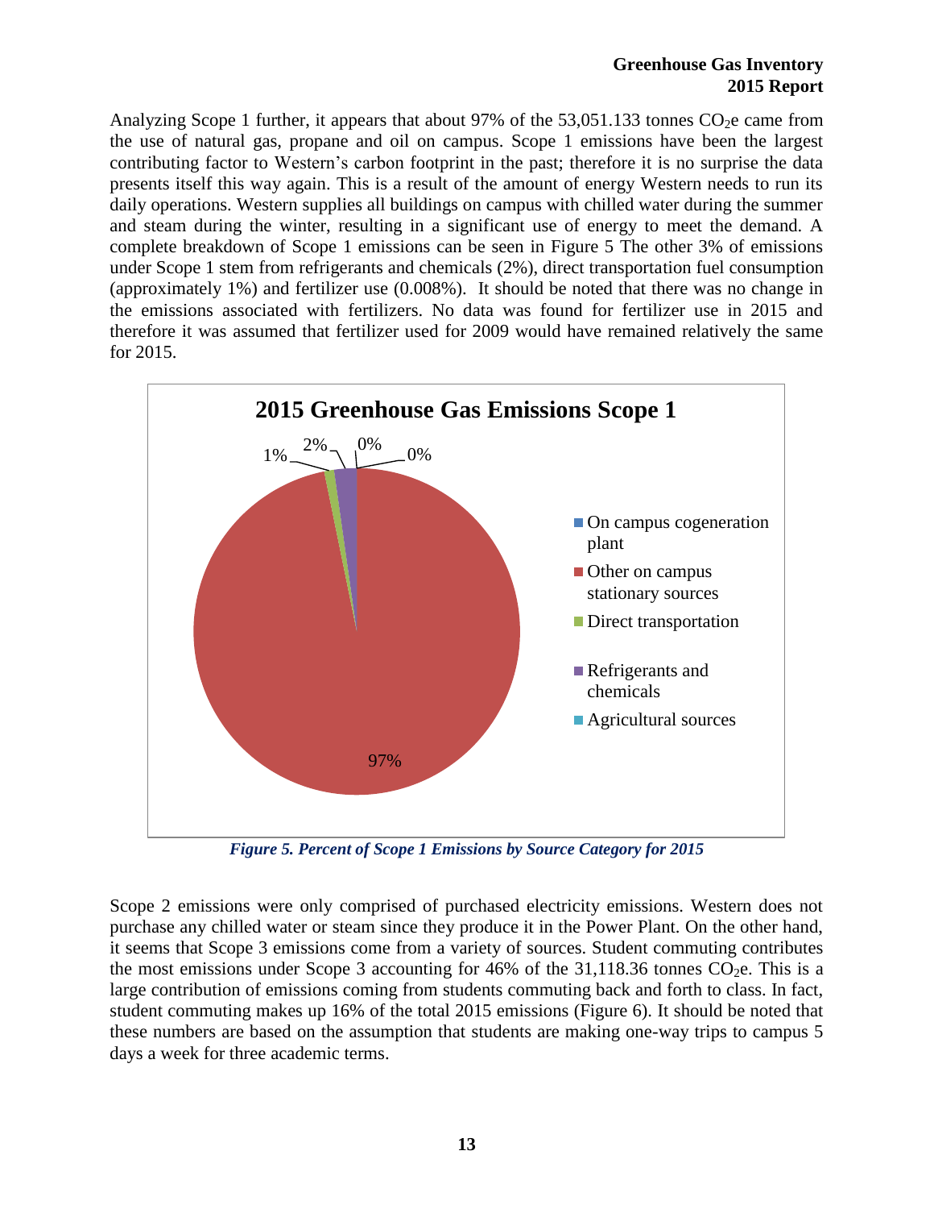Analyzing Scope 1 further, it appears that about 97% of the 53,051.133 tonnes $CO_2$e came from the use of natural gas, propane and oil on campus. Scope 1 emissions have been the largest contributing factor to Western's carbon footprint in the past; therefore it is no surprise the data presents itself this way again. This is a result of the amount of energy Western needs to run its daily operations. Western supplies all buildings on campus with chilled water during the summer and steam during the winter, resulting in a significant use of energy to meet the demand. A complete breakdown of Scope 1 emissions can be seen in Figure 5 The other 3% of emissions under Scope 1 stem from refrigerants and chemicals (2%), direct transportation fuel consumption (approximately 1%) and fertilizer use (0.008%). It should be noted that there was no change in the emissions associated with fertilizers. No data was found for fertilizer use in 2015 and therefore it was assumed that fertilizer used for 2009 would have remained relatively the same for 2015.

**2015 Greenhouse Gas Emissions Scope 1**

| Source | Percent |
|---|---|
| On campus cogeneration plant | 0% |
| Other on campus stationary sources | 97% |
| Direct transportation | 1% |
| Refrigerants and chemicals | 2% |
| Agricultural sources | 0% |

*Figure 5. Percent of Scope 1 Emissions by Source Category for 2015*

Scope 2 emissions were only comprised of purchased electricity emissions. Western does not purchase any chilled water or steam since they produce it in the Power Plant. On the other hand, it seems that Scope 3 emissions come from a variety of sources. Student commuting contributes the most emissions under Scope 3 accounting for 46% of the 31,118.36 tonnes $CO_2$e. This is a large contribution of emissions coming from students commuting back and forth to class. In fact, student commuting makes up 16% of the total 2015 emissions (Figure 6). It should be noted that these numbers are based on the assumption that students are making one-way trips to campus 5 days a week for three academic terms.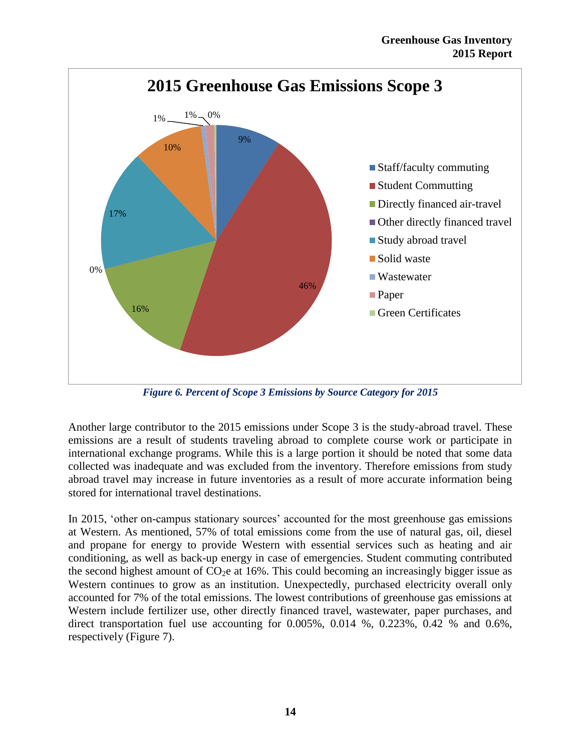## 2015 Greenhouse Gas Emissions Scope 3

- Staff/faculty commuting: 9%
- Student Commutting: 46%
- Directly financed air-travel: 16%
- Other directly financed travel: 0%
- Study abroad travel: 17%
- Solid waste: 10%
- Wastewater: 1%
- Paper: 1%
- Green Certificates: 0%

*Figure 6. Percent of Scope 3 Emissions by Source Category for 2015*

Another large contributor to the 2015 emissions under Scope 3 is the study-abroad travel. These emissions are a result of students traveling abroad to complete course work or participate in international exchange programs. While this is a large portion it should be noted that some data collected was inadequate and was excluded from the inventory. Therefore emissions from study abroad travel may increase in future inventories as a result of more accurate information being stored for international travel destinations.

In 2015, 'other on-campus stationary sources' accounted for the most greenhouse gas emissions at Western. As mentioned, 57% of total emissions come from the use of natural gas, oil, diesel and propane for energy to provide Western with essential services such as heating and air conditioning, as well as back-up energy in case of emergencies. Student commuting contributed the second highest amount of $CO_2$e at 16%. This could becoming an increasingly bigger issue as Western continues to grow as an institution. Unexpectedly, purchased electricity overall only accounted for 7% of the total emissions. The lowest contributions of greenhouse gas emissions at Western include fertilizer use, other directly financed travel, wastewater, paper purchases, and direct transportation fuel use accounting for 0.005%, 0.014 %, 0.223%, 0.42 % and 0.6%, respectively (Figure 7).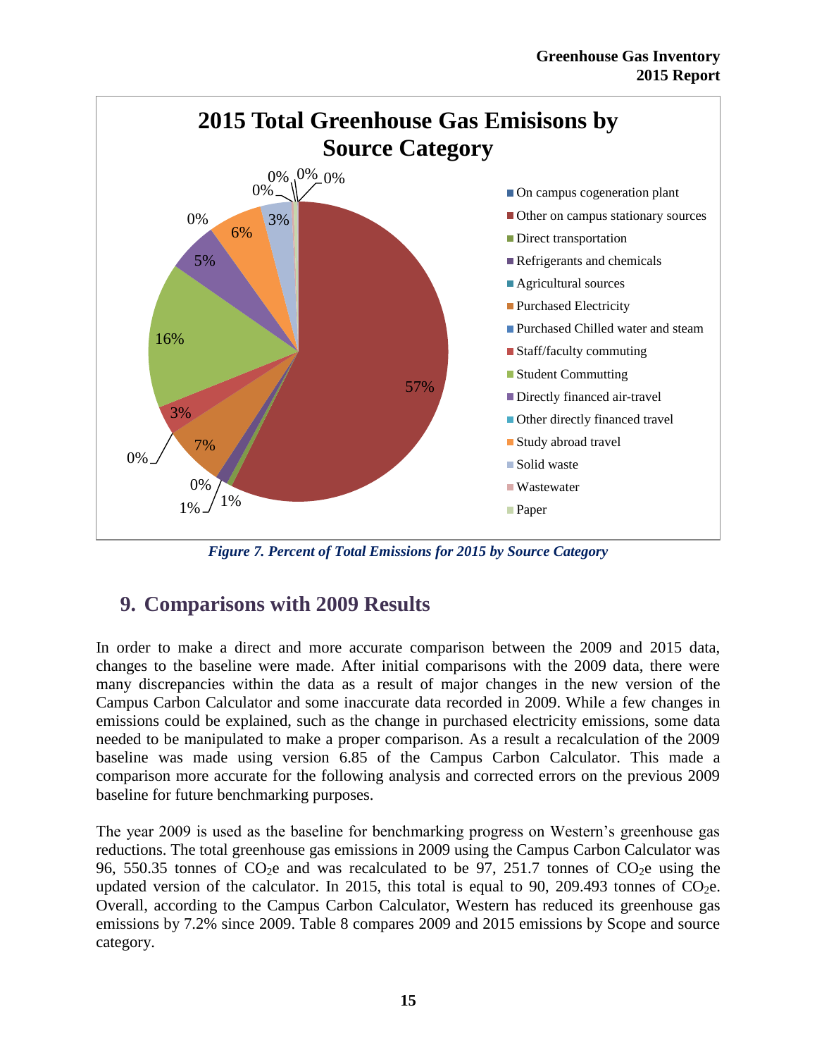**2015 Total Greenhouse Gas Emisisons by Source Category**

| Source Category | Percent |
|---|---|
| On campus cogeneration plant | 0% |
| Other on campus stationary sources | 57% |
| Direct transportation | 1% |
| Refrigerants and chemicals | 1% |
| Agricultural sources | 0% |
| Purchased Electricity | 7% |
| Purchased Chilled water and steam | 0% |
| Staff/faculty commuting | 3% |
| Student Commutting | 16% |
| Directly financed air-travel | 5% |
| Other directly financed travel | 0% |
| Study abroad travel | 6% |
| Solid waste | 3% |
| Wastewater | 0% |
| Paper | 0% |

*Figure 7. Percent of Total Emissions for 2015 by Source Category*

## 9. Comparisons with 2009 Results

In order to make a direct and more accurate comparison between the 2009 and 2015 data, changes to the baseline were made. After initial comparisons with the 2009 data, there were many discrepancies within the data as a result of major changes in the new version of the Campus Carbon Calculator and some inaccurate data recorded in 2009. While a few changes in emissions could be explained, such as the change in purchased electricity emissions, some data needed to be manipulated to make a proper comparison. As a result a recalculation of the 2009 baseline was made using version 6.85 of the Campus Carbon Calculator. This made a comparison more accurate for the following analysis and corrected errors on the previous 2009 baseline for future benchmarking purposes.

The year 2009 is used as the baseline for benchmarking progress on Western's greenhouse gas reductions. The total greenhouse gas emissions in 2009 using the Campus Carbon Calculator was 96, 550.35 tonnes of $CO_2e$ and was recalculated to be 97, 251.7 tonnes of $CO_2e$ using the updated version of the calculator. In 2015, this total is equal to 90, 209.493 tonnes of $CO_2e$. Overall, according to the Campus Carbon Calculator, Western has reduced its greenhouse gas emissions by 7.2% since 2009. Table 8 compares 2009 and 2015 emissions by Scope and source category.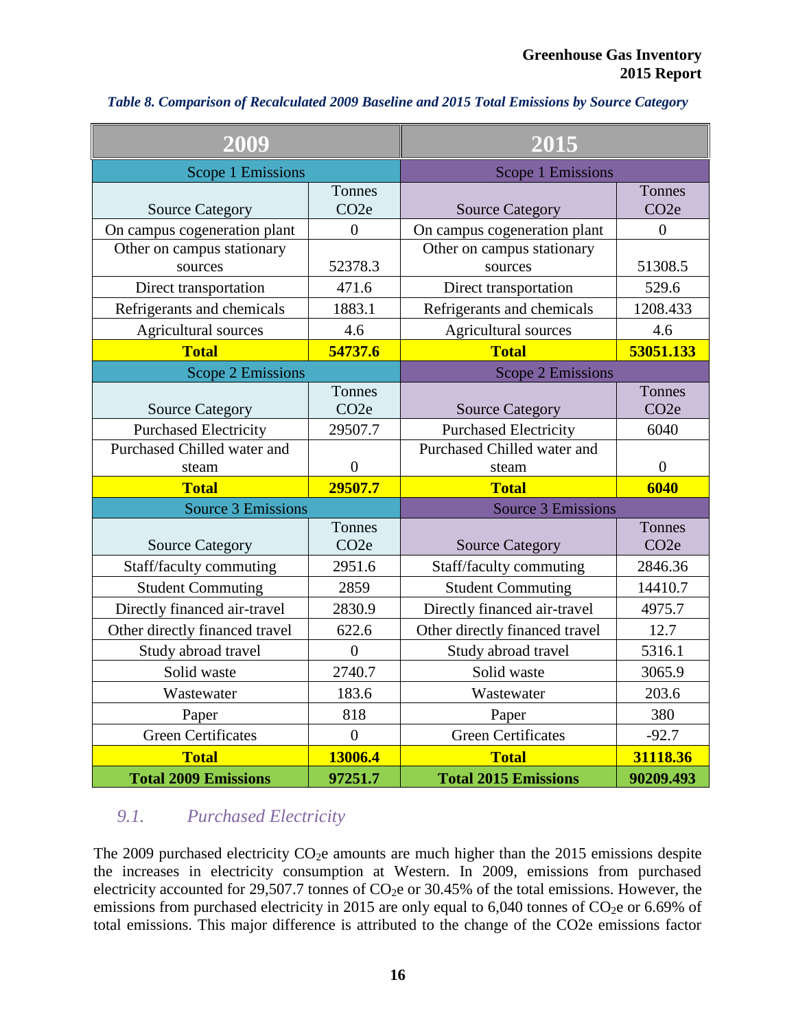*Table 8. Comparison of Recalculated 2009 Baseline and 2015 Total Emissions by Source Category*

| 2009 | | 2015 | |
|---|---|---|---|
| Scope 1 Emissions | | Scope 1 Emissions | |
| Source Category | Tonnes CO2e | Source Category | Tonnes CO2e |
| On campus cogeneration plant | 0 | On campus cogeneration plant | 0 |
| Other on campus stationary sources | 52378.3 | Other on campus stationary sources | 51308.5 |
| Direct transportation | 471.6 | Direct transportation | 529.6 |
| Refrigerants and chemicals | 1883.1 | Refrigerants and chemicals | 1208.433 |
| Agricultural sources | 4.6 | Agricultural sources | 4.6 |
| **Total** | **54737.6** | **Total** | **53051.133** |
| Scope 2 Emissions | | Scope 2 Emissions | |
| Source Category | Tonnes CO2e | Source Category | Tonnes CO2e |
| Purchased Electricity | 29507.7 | Purchased Electricity | 6040 |
| Purchased Chilled water and steam | 0 | Purchased Chilled water and steam | 0 |
| **Total** | **29507.7** | **Total** | **6040** |
| Source 3 Emissions | | Source 3 Emissions | |
| Source Category | Tonnes CO2e | Source Category | Tonnes CO2e |
| Staff/faculty commuting | 2951.6 | Staff/faculty commuting | 2846.36 |
| Student Commuting | 2859 | Student Commuting | 14410.7 |
| Directly financed air-travel | 2830.9 | Directly financed air-travel | 4975.7 |
| Other directly financed travel | 622.6 | Other directly financed travel | 12.7 |
| Study abroad travel | 0 | Study abroad travel | 5316.1 |
| Solid waste | 2740.7 | Solid waste | 3065.9 |
| Wastewater | 183.6 | Wastewater | 203.6 |
| Paper | 818 | Paper | 380 |
| Green Certificates | 0 | Green Certificates | -92.7 |
| **Total** | **13006.4** | **Total** | **31118.36** |
| **Total 2009 Emissions** | **97251.7** | **Total 2015 Emissions** | **90209.493** |

## 9.1. Purchased Electricity

The 2009 purchased electricity $CO_2e$ amounts are much higher than the 2015 emissions despite the increases in electricity consumption at Western. In 2009, emissions from purchased electricity accounted for 29,507.7 tonnes of $CO_2e$ or 30.45% of the total emissions. However, the emissions from purchased electricity in 2015 are only equal to 6,040 tonnes of $CO_2e$ or 6.69% of total emissions. This major difference is attributed to the change of the CO2e emissions factor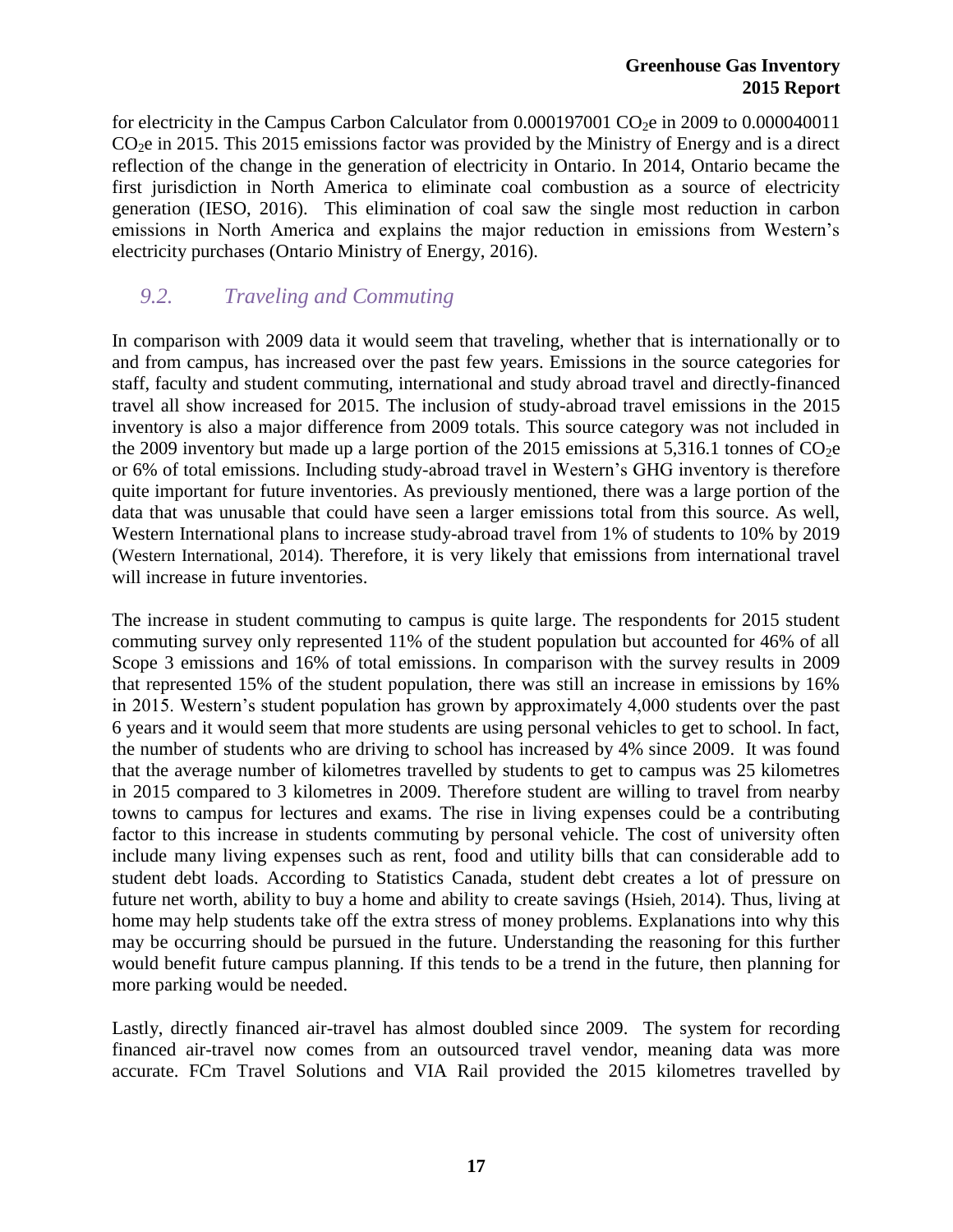for electricity in the Campus Carbon Calculator from 0.000197001 $CO_2e$ in 2009 to 0.000040011 $CO_2e$ in 2015. This 2015 emissions factor was provided by the Ministry of Energy and is a direct reflection of the change in the generation of electricity in Ontario. In 2014, Ontario became the first jurisdiction in North America to eliminate coal combustion as a source of electricity generation (IESO, 2016). This elimination of coal saw the single most reduction in carbon emissions in North America and explains the major reduction in emissions from Western's electricity purchases (Ontario Ministry of Energy, 2016).

## *9.2. Traveling and Commuting*

In comparison with 2009 data it would seem that traveling, whether that is internationally or to and from campus, has increased over the past few years. Emissions in the source categories for staff, faculty and student commuting, international and study abroad travel and directly-financed travel all show increased for 2015. The inclusion of study-abroad travel emissions in the 2015 inventory is also a major difference from 2009 totals. This source category was not included in the 2009 inventory but made up a large portion of the 2015 emissions at 5,316.1 tonnes of $CO_2e$ or 6% of total emissions. Including study-abroad travel in Western's GHG inventory is therefore quite important for future inventories. As previously mentioned, there was a large portion of the data that was unusable that could have seen a larger emissions total from this source. As well, Western International plans to increase study-abroad travel from 1% of students to 10% by 2019 (Western International, 2014). Therefore, it is very likely that emissions from international travel will increase in future inventories.

The increase in student commuting to campus is quite large. The respondents for 2015 student commuting survey only represented 11% of the student population but accounted for 46% of all Scope 3 emissions and 16% of total emissions. In comparison with the survey results in 2009 that represented 15% of the student population, there was still an increase in emissions by 16% in 2015. Western's student population has grown by approximately 4,000 students over the past 6 years and it would seem that more students are using personal vehicles to get to school. In fact, the number of students who are driving to school has increased by 4% since 2009. It was found that the average number of kilometres travelled by students to get to campus was 25 kilometres in 2015 compared to 3 kilometres in 2009. Therefore student are willing to travel from nearby towns to campus for lectures and exams. The rise in living expenses could be a contributing factor to this increase in students commuting by personal vehicle. The cost of university often include many living expenses such as rent, food and utility bills that can considerable add to student debt loads. According to Statistics Canada, student debt creates a lot of pressure on future net worth, ability to buy a home and ability to create savings (Hsieh, 2014). Thus, living at home may help students take off the extra stress of money problems. Explanations into why this may be occurring should be pursued in the future. Understanding the reasoning for this further would benefit future campus planning. If this tends to be a trend in the future, then planning for more parking would be needed.

Lastly, directly financed air-travel has almost doubled since 2009. The system for recording financed air-travel now comes from an outsourced travel vendor, meaning data was more accurate. FCm Travel Solutions and VIA Rail provided the 2015 kilometres travelled by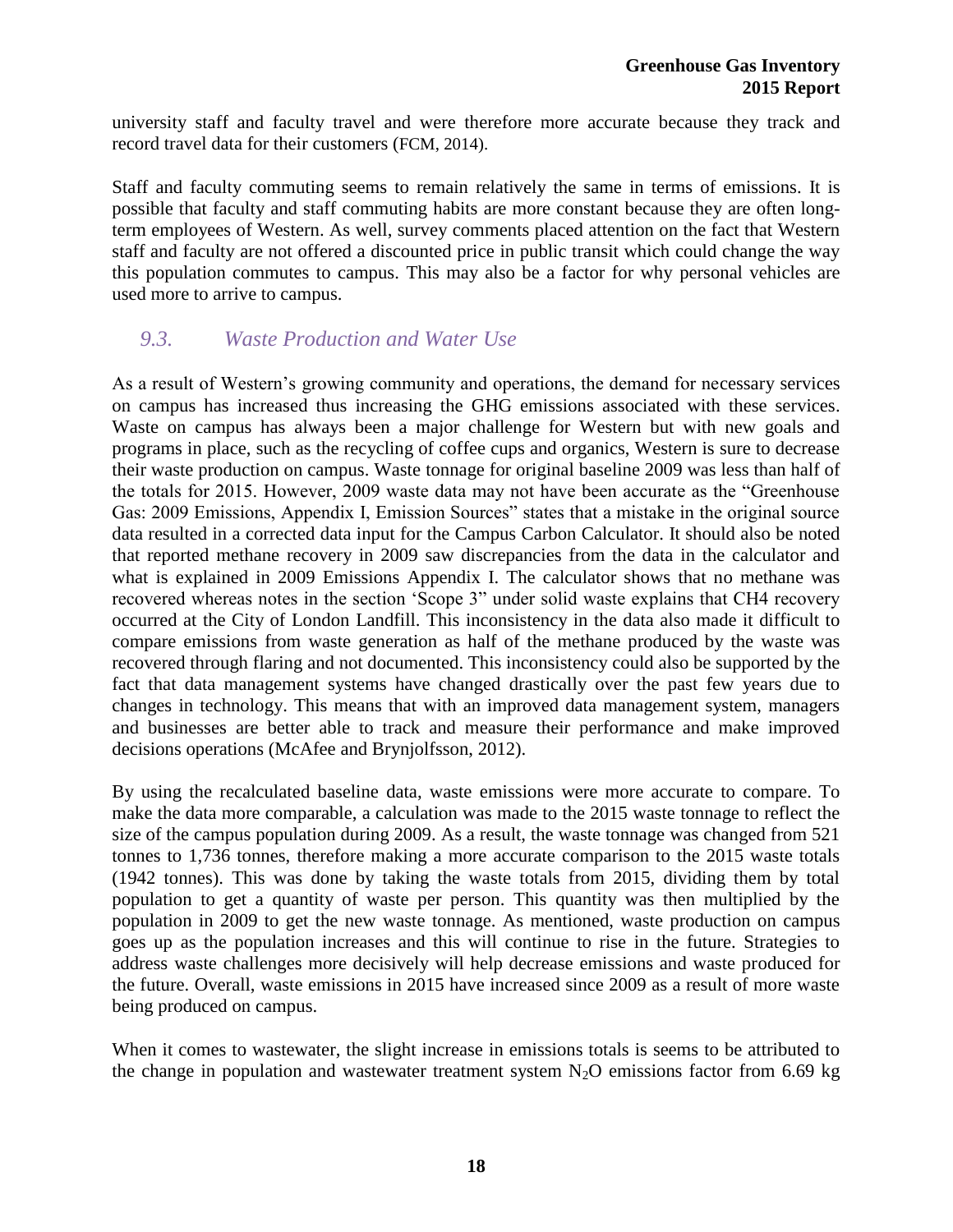university staff and faculty travel and were therefore more accurate because they track and record travel data for their customers (FCM, 2014).

Staff and faculty commuting seems to remain relatively the same in terms of emissions. It is possible that faculty and staff commuting habits are more constant because they are often long-term employees of Western. As well, survey comments placed attention on the fact that Western staff and faculty are not offered a discounted price in public transit which could change the way this population commutes to campus. This may also be a factor for why personal vehicles are used more to arrive to campus.

## *9.3. Waste Production and Water Use*

As a result of Western's growing community and operations, the demand for necessary services on campus has increased thus increasing the GHG emissions associated with these services. Waste on campus has always been a major challenge for Western but with new goals and programs in place, such as the recycling of coffee cups and organics, Western is sure to decrease their waste production on campus. Waste tonnage for original baseline 2009 was less than half of the totals for 2015. However, 2009 waste data may not have been accurate as the "Greenhouse Gas: 2009 Emissions, Appendix I, Emission Sources" states that a mistake in the original source data resulted in a corrected data input for the Campus Carbon Calculator. It should also be noted that reported methane recovery in 2009 saw discrepancies from the data in the calculator and what is explained in 2009 Emissions Appendix I. The calculator shows that no methane was recovered whereas notes in the section 'Scope 3" under solid waste explains that CH4 recovery occurred at the City of London Landfill. This inconsistency in the data also made it difficult to compare emissions from waste generation as half of the methane produced by the waste was recovered through flaring and not documented. This inconsistency could also be supported by the fact that data management systems have changed drastically over the past few years due to changes in technology. This means that with an improved data management system, managers and businesses are better able to track and measure their performance and make improved decisions operations (McAfee and Brynjolfsson, 2012).

By using the recalculated baseline data, waste emissions were more accurate to compare. To make the data more comparable, a calculation was made to the 2015 waste tonnage to reflect the size of the campus population during 2009. As a result, the waste tonnage was changed from 521 tonnes to 1,736 tonnes, therefore making a more accurate comparison to the 2015 waste totals (1942 tonnes). This was done by taking the waste totals from 2015, dividing them by total population to get a quantity of waste per person. This quantity was then multiplied by the population in 2009 to get the new waste tonnage. As mentioned, waste production on campus goes up as the population increases and this will continue to rise in the future. Strategies to address waste challenges more decisively will help decrease emissions and waste produced for the future. Overall, waste emissions in 2015 have increased since 2009 as a result of more waste being produced on campus.

When it comes to wastewater, the slight increase in emissions totals is seems to be attributed to the change in population and wastewater treatment system $N_2O$ emissions factor from 6.69 kg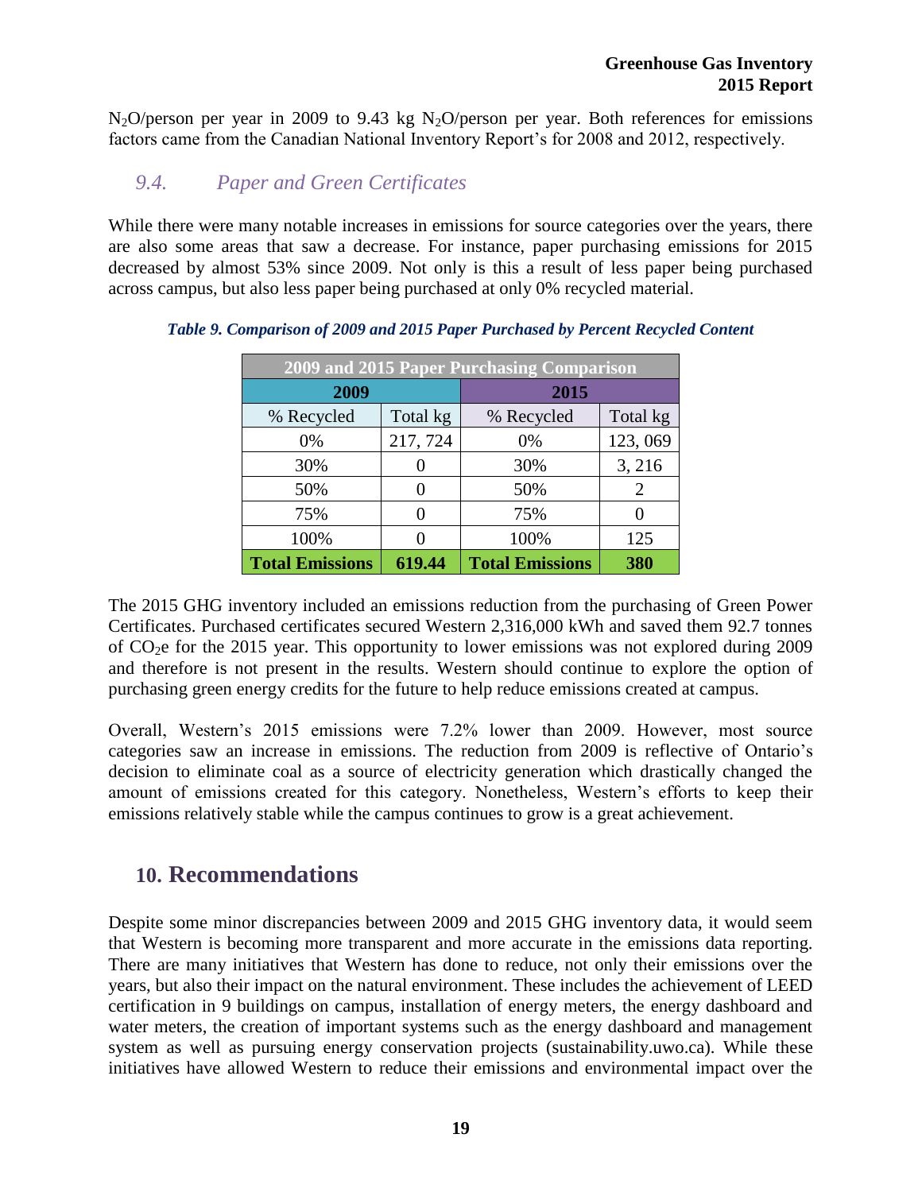$N_2O$/person per year in 2009 to 9.43 kg $N_2O$/person per year. Both references for emissions factors came from the Canadian National Inventory Report's for 2008 and 2012, respectively.

### *9.4. Paper and Green Certificates*

While there were many notable increases in emissions for source categories over the years, there are also some areas that saw a decrease. For instance, paper purchasing emissions for 2015 decreased by almost 53% since 2009. Not only is this a result of less paper being purchased across campus, but also less paper being purchased at only 0% recycled material.

***Table 9. Comparison of 2009 and 2015 Paper Purchased by Percent Recycled Content***

| 2009 and 2015 Paper Purchasing Comparison | | | |
|---|---|---|---|
| 2009 | | 2015 | |
| % Recycled | Total kg | % Recycled | Total kg |
| 0% | 217, 724 | 0% | 123, 069 |
| 30% | 0 | 30% | 3, 216 |
| 50% | 0 | 50% | 2 |
| 75% | 0 | 75% | 0 |
| 100% | 0 | 100% | 125 |
| **Total Emissions** | **619.44** | **Total Emissions** | **380** |

The 2015 GHG inventory included an emissions reduction from the purchasing of Green Power Certificates. Purchased certificates secured Western 2,316,000 kWh and saved them 92.7 tonnes of $CO_2$e for the 2015 year. This opportunity to lower emissions was not explored during 2009 and therefore is not present in the results. Western should continue to explore the option of purchasing green energy credits for the future to help reduce emissions created at campus.

Overall, Western's 2015 emissions were 7.2% lower than 2009. However, most source categories saw an increase in emissions. The reduction from 2009 is reflective of Ontario's decision to eliminate coal as a source of electricity generation which drastically changed the amount of emissions created for this category. Nonetheless, Western's efforts to keep their emissions relatively stable while the campus continues to grow is a great achievement.

## 10. Recommendations

Despite some minor discrepancies between 2009 and 2015 GHG inventory data, it would seem that Western is becoming more transparent and more accurate in the emissions data reporting. There are many initiatives that Western has done to reduce, not only their emissions over the years, but also their impact on the natural environment. These includes the achievement of LEED certification in 9 buildings on campus, installation of energy meters, the energy dashboard and water meters, the creation of important systems such as the energy dashboard and management system as well as pursuing energy conservation projects (sustainability.uwo.ca). While these initiatives have allowed Western to reduce their emissions and environmental impact over the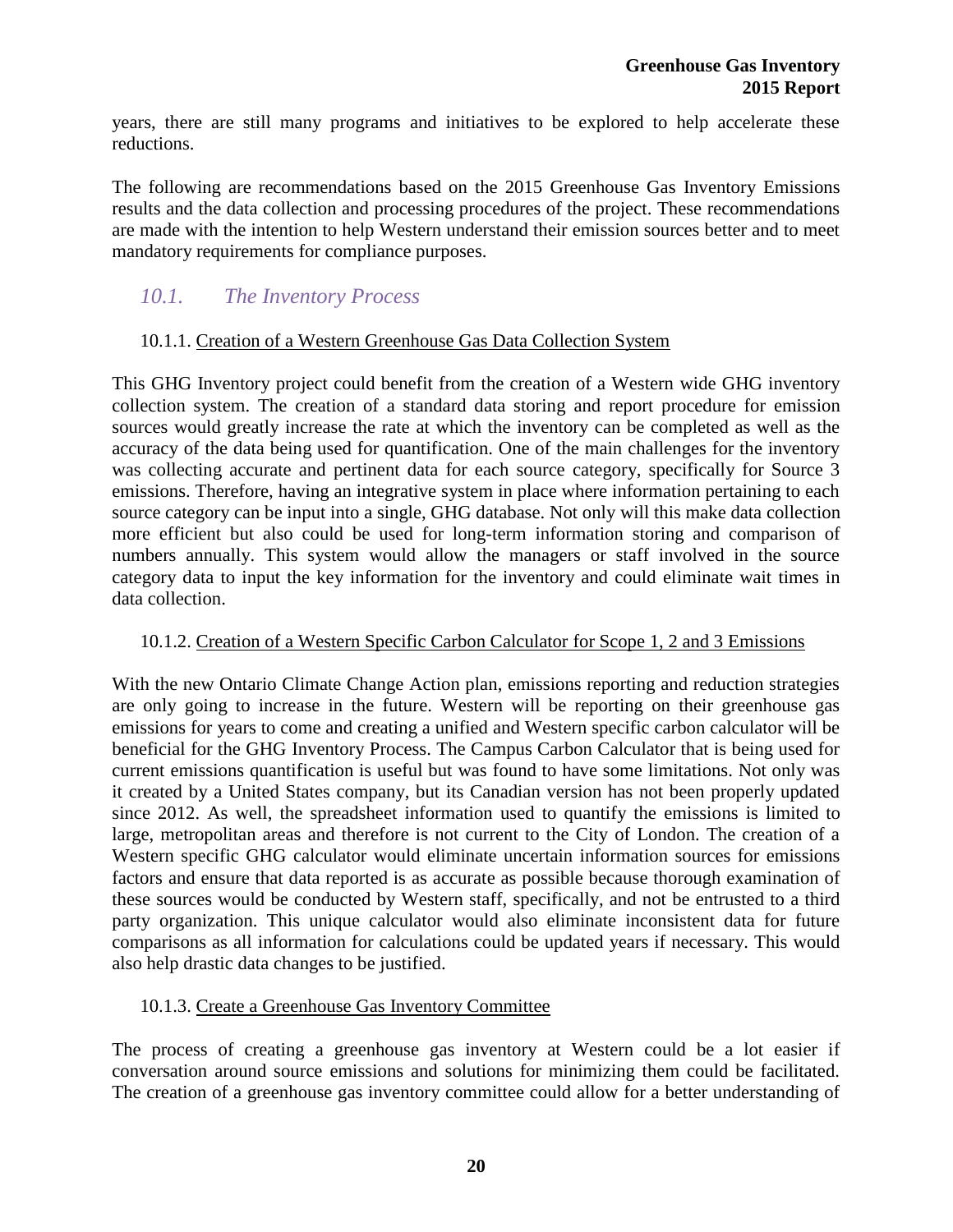years, there are still many programs and initiatives to be explored to help accelerate these reductions.

The following are recommendations based on the 2015 Greenhouse Gas Inventory Emissions results and the data collection and processing procedures of the project. These recommendations are made with the intention to help Western understand their emission sources better and to meet mandatory requirements for compliance purposes.

## *10.1. The Inventory Process*

### 10.1.1. Creation of a Western Greenhouse Gas Data Collection System

This GHG Inventory project could benefit from the creation of a Western wide GHG inventory collection system. The creation of a standard data storing and report procedure for emission sources would greatly increase the rate at which the inventory can be completed as well as the accuracy of the data being used for quantification. One of the main challenges for the inventory was collecting accurate and pertinent data for each source category, specifically for Source 3 emissions. Therefore, having an integrative system in place where information pertaining to each source category can be input into a single, GHG database. Not only will this make data collection more efficient but also could be used for long-term information storing and comparison of numbers annually. This system would allow the managers or staff involved in the source category data to input the key information for the inventory and could eliminate wait times in data collection.

### 10.1.2. Creation of a Western Specific Carbon Calculator for Scope 1, 2 and 3 Emissions

With the new Ontario Climate Change Action plan, emissions reporting and reduction strategies are only going to increase in the future. Western will be reporting on their greenhouse gas emissions for years to come and creating a unified and Western specific carbon calculator will be beneficial for the GHG Inventory Process. The Campus Carbon Calculator that is being used for current emissions quantification is useful but was found to have some limitations. Not only was it created by a United States company, but its Canadian version has not been properly updated since 2012. As well, the spreadsheet information used to quantify the emissions is limited to large, metropolitan areas and therefore is not current to the City of London. The creation of a Western specific GHG calculator would eliminate uncertain information sources for emissions factors and ensure that data reported is as accurate as possible because thorough examination of these sources would be conducted by Western staff, specifically, and not be entrusted to a third party organization. This unique calculator would also eliminate inconsistent data for future comparisons as all information for calculations could be updated years if necessary. This would also help drastic data changes to be justified.

### 10.1.3. Create a Greenhouse Gas Inventory Committee

The process of creating a greenhouse gas inventory at Western could be a lot easier if conversation around source emissions and solutions for minimizing them could be facilitated. The creation of a greenhouse gas inventory committee could allow for a better understanding of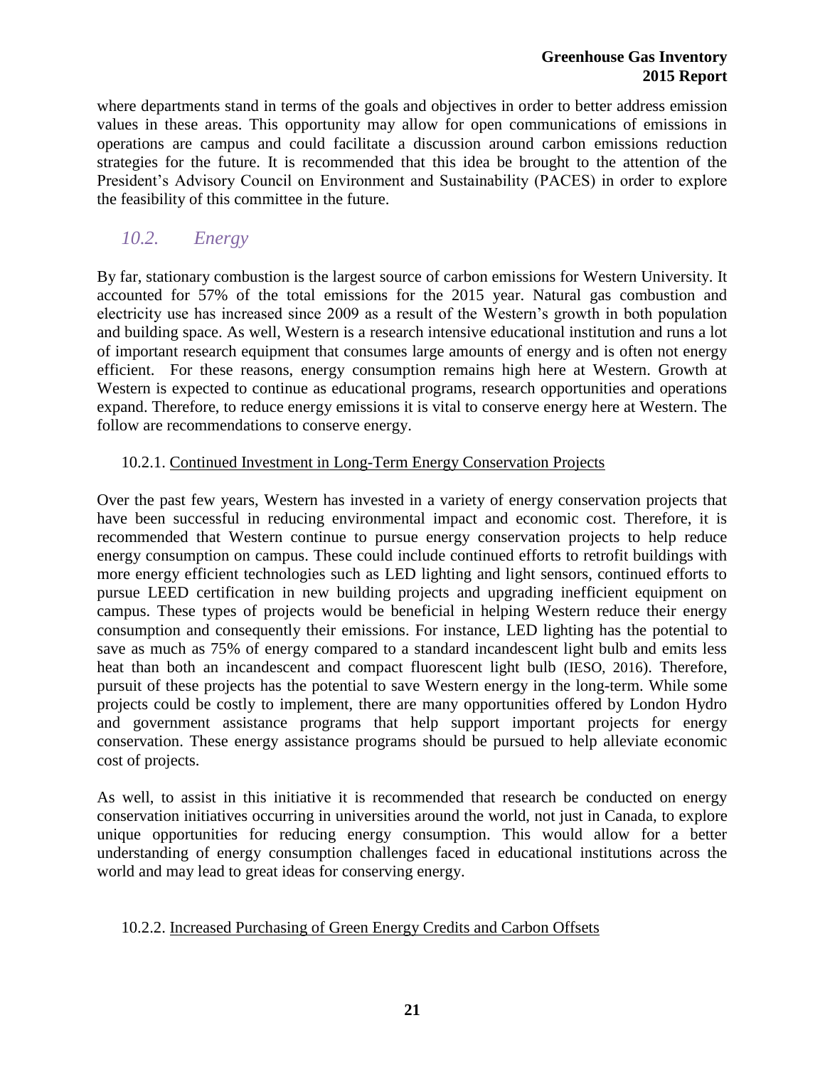where departments stand in terms of the goals and objectives in order to better address emission values in these areas. This opportunity may allow for open communications of emissions in operations are campus and could facilitate a discussion around carbon emissions reduction strategies for the future. It is recommended that this idea be brought to the attention of the President's Advisory Council on Environment and Sustainability (PACES) in order to explore the feasibility of this committee in the future.

## *10.2. Energy*

By far, stationary combustion is the largest source of carbon emissions for Western University. It accounted for 57% of the total emissions for the 2015 year. Natural gas combustion and electricity use has increased since 2009 as a result of the Western's growth in both population and building space. As well, Western is a research intensive educational institution and runs a lot of important research equipment that consumes large amounts of energy and is often not energy efficient. For these reasons, energy consumption remains high here at Western. Growth at Western is expected to continue as educational programs, research opportunities and operations expand. Therefore, to reduce energy emissions it is vital to conserve energy here at Western. The follow are recommendations to conserve energy.

### 10.2.1. Continued Investment in Long-Term Energy Conservation Projects

Over the past few years, Western has invested in a variety of energy conservation projects that have been successful in reducing environmental impact and economic cost. Therefore, it is recommended that Western continue to pursue energy conservation projects to help reduce energy consumption on campus. These could include continued efforts to retrofit buildings with more energy efficient technologies such as LED lighting and light sensors, continued efforts to pursue LEED certification in new building projects and upgrading inefficient equipment on campus. These types of projects would be beneficial in helping Western reduce their energy consumption and consequently their emissions. For instance, LED lighting has the potential to save as much as 75% of energy compared to a standard incandescent light bulb and emits less heat than both an incandescent and compact fluorescent light bulb (IESO, 2016). Therefore, pursuit of these projects has the potential to save Western energy in the long-term. While some projects could be costly to implement, there are many opportunities offered by London Hydro and government assistance programs that help support important projects for energy conservation. These energy assistance programs should be pursued to help alleviate economic cost of projects.

As well, to assist in this initiative it is recommended that research be conducted on energy conservation initiatives occurring in universities around the world, not just in Canada, to explore unique opportunities for reducing energy consumption. This would allow for a better understanding of energy consumption challenges faced in educational institutions across the world and may lead to great ideas for conserving energy.

### 10.2.2. Increased Purchasing of Green Energy Credits and Carbon Offsets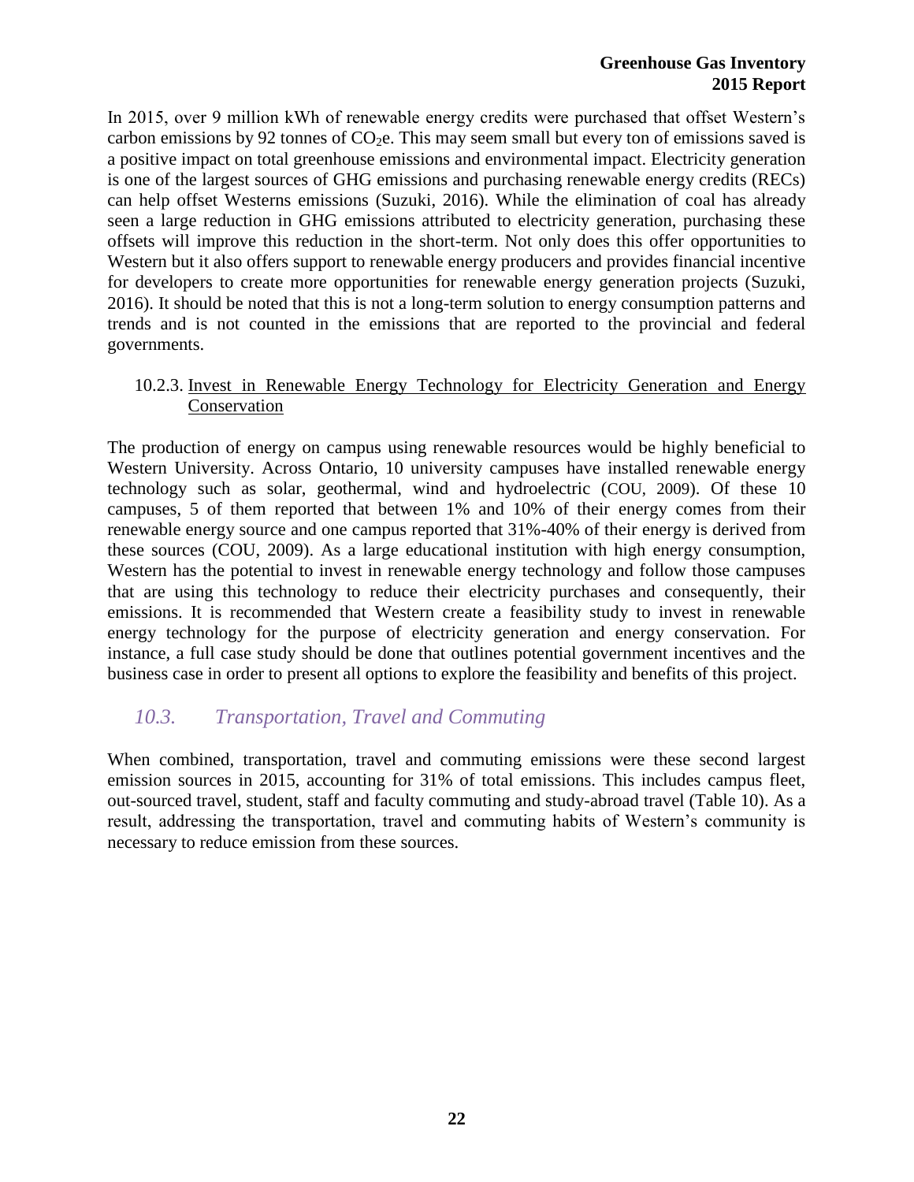In 2015, over 9 million kWh of renewable energy credits were purchased that offset Western's carbon emissions by 92 tonnes of $CO_2e$. This may seem small but every ton of emissions saved is a positive impact on total greenhouse emissions and environmental impact. Electricity generation is one of the largest sources of GHG emissions and purchasing renewable energy credits (RECs) can help offset Westerns emissions (Suzuki, 2016). While the elimination of coal has already seen a large reduction in GHG emissions attributed to electricity generation, purchasing these offsets will improve this reduction in the short-term. Not only does this offer opportunities to Western but it also offers support to renewable energy producers and provides financial incentive for developers to create more opportunities for renewable energy generation projects (Suzuki, 2016). It should be noted that this is not a long-term solution to energy consumption patterns and trends and is not counted in the emissions that are reported to the provincial and federal governments.

#### 10.2.3. Invest in Renewable Energy Technology for Electricity Generation and Energy Conservation

The production of energy on campus using renewable resources would be highly beneficial to Western University. Across Ontario, 10 university campuses have installed renewable energy technology such as solar, geothermal, wind and hydroelectric (COU, 2009). Of these 10 campuses, 5 of them reported that between 1% and 10% of their energy comes from their renewable energy source and one campus reported that 31%-40% of their energy is derived from these sources (COU, 2009). As a large educational institution with high energy consumption, Western has the potential to invest in renewable energy technology and follow those campuses that are using this technology to reduce their electricity purchases and consequently, their emissions. It is recommended that Western create a feasibility study to invest in renewable energy technology for the purpose of electricity generation and energy conservation. For instance, a full case study should be done that outlines potential government incentives and the business case in order to present all options to explore the feasibility and benefits of this project.

### *10.3. Transportation, Travel and Commuting*

When combined, transportation, travel and commuting emissions were these second largest emission sources in 2015, accounting for 31% of total emissions. This includes campus fleet, out-sourced travel, student, staff and faculty commuting and study-abroad travel (Table 10). As a result, addressing the transportation, travel and commuting habits of Western's community is necessary to reduce emission from these sources.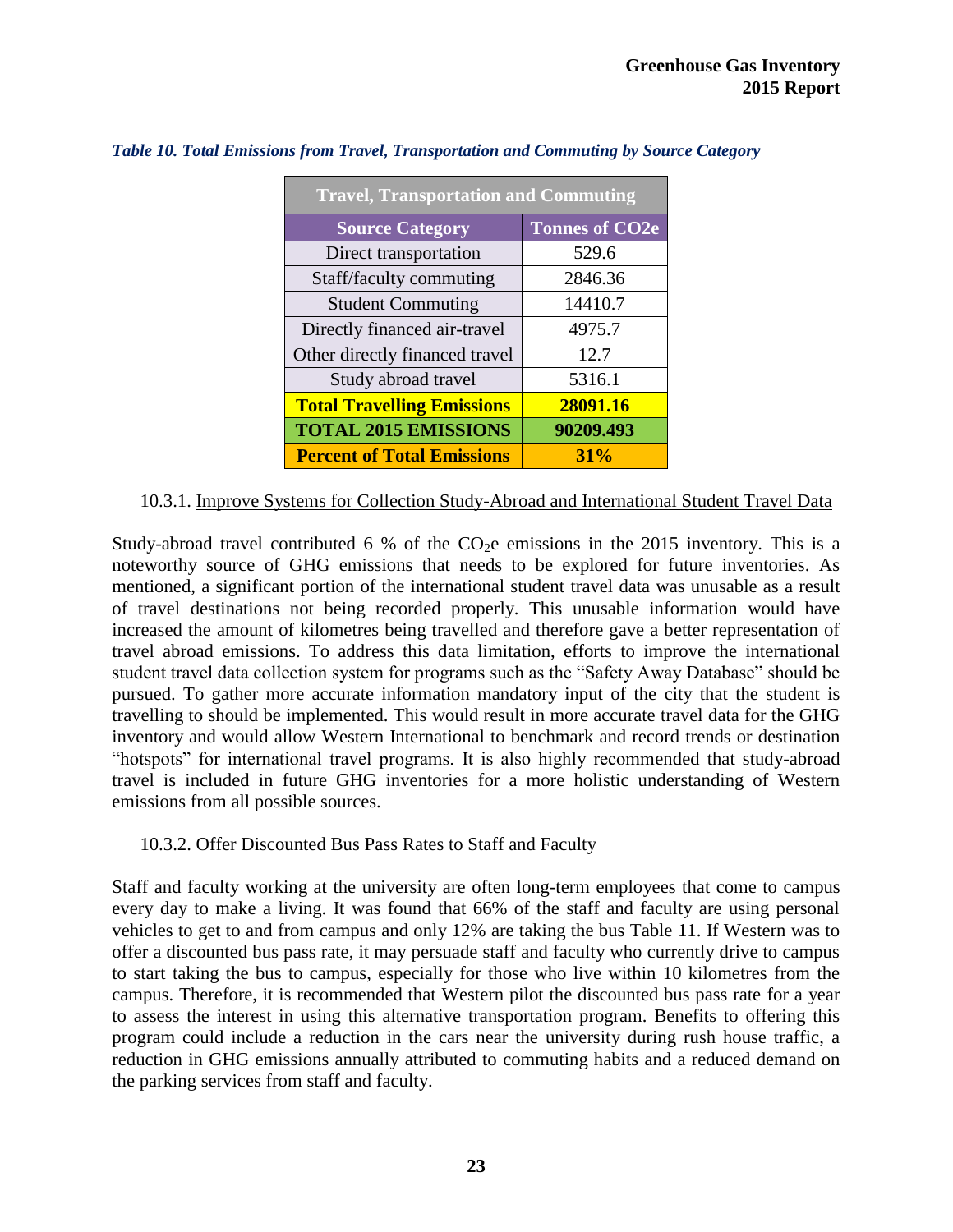*Table 10. Total Emissions from Travel, Transportation and Commuting by Source Category*

| Travel, Transportation and Commuting | |
|---|---|
| **Source Category** | **Tonnes of CO2e** |
| Direct transportation | 529.6 |
| Staff/faculty commuting | 2846.36 |
| Student Commuting | 14410.7 |
| Directly financed air-travel | 4975.7 |
| Other directly financed travel | 12.7 |
| Study abroad travel | 5316.1 |
| **Total Travelling Emissions** | **28091.16** |
| **TOTAL 2015 EMISSIONS** | **90209.493** |
| **Percent of Total Emissions** | **31%** |

10.3.1. Improve Systems for Collection Study-Abroad and International Student Travel Data

Study-abroad travel contributed 6 % of the $CO_2e$ emissions in the 2015 inventory. This is a noteworthy source of GHG emissions that needs to be explored for future inventories. As mentioned, a significant portion of the international student travel data was unusable as a result of travel destinations not being recorded properly. This unusable information would have increased the amount of kilometres being travelled and therefore gave a better representation of travel abroad emissions. To address this data limitation, efforts to improve the international student travel data collection system for programs such as the "Safety Away Database" should be pursued. To gather more accurate information mandatory input of the city that the student is travelling to should be implemented. This would result in more accurate travel data for the GHG inventory and would allow Western International to benchmark and record trends or destination "hotspots" for international travel programs. It is also highly recommended that study-abroad travel is included in future GHG inventories for a more holistic understanding of Western emissions from all possible sources.

10.3.2. Offer Discounted Bus Pass Rates to Staff and Faculty

Staff and faculty working at the university are often long-term employees that come to campus every day to make a living. It was found that 66% of the staff and faculty are using personal vehicles to get to and from campus and only 12% are taking the bus Table 11. If Western was to offer a discounted bus pass rate, it may persuade staff and faculty who currently drive to campus to start taking the bus to campus, especially for those who live within 10 kilometres from the campus. Therefore, it is recommended that Western pilot the discounted bus pass rate for a year to assess the interest in using this alternative transportation program. Benefits to offering this program could include a reduction in the cars near the university during rush house traffic, a reduction in GHG emissions annually attributed to commuting habits and a reduced demand on the parking services from staff and faculty.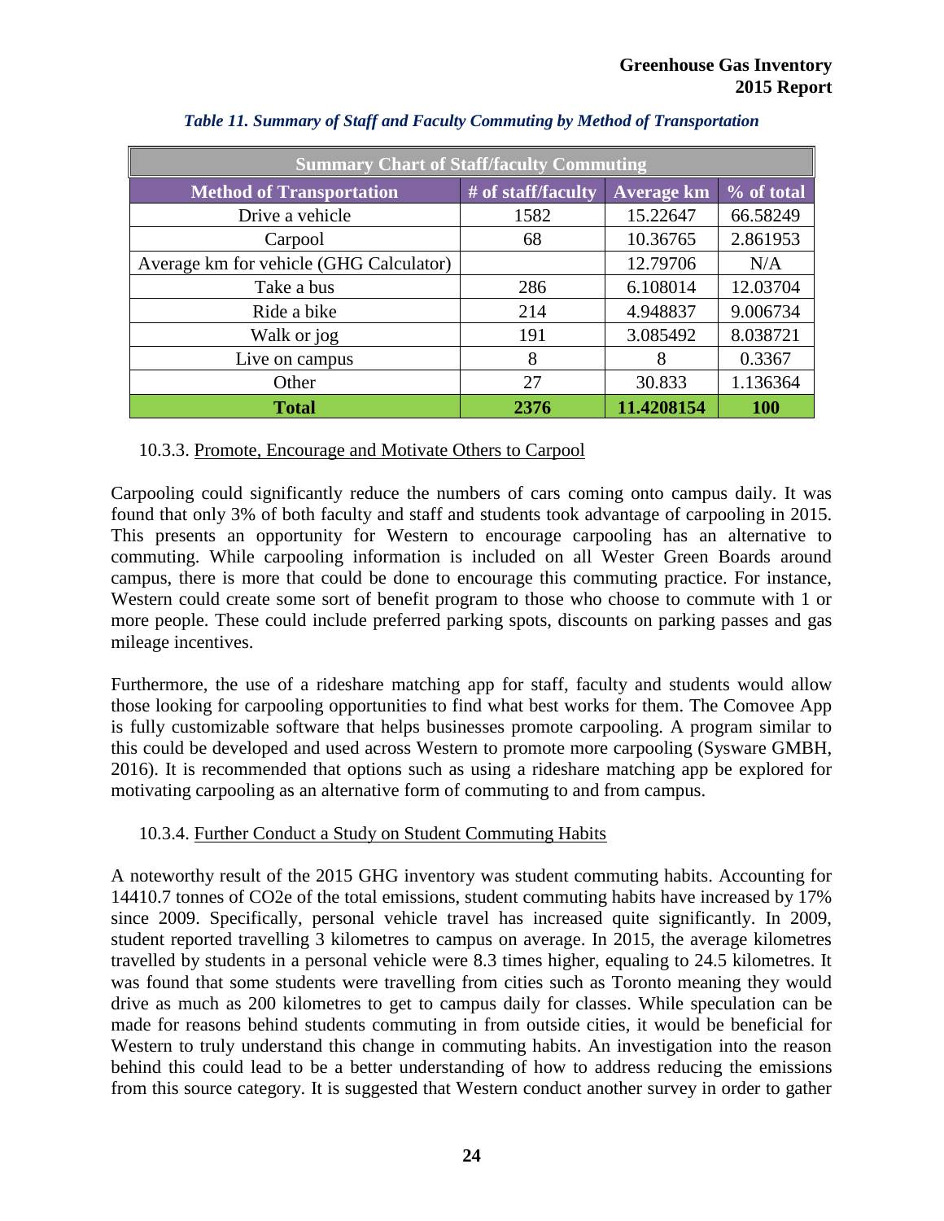*Table 11. Summary of Staff and Faculty Commuting by Method of Transportation*

| Summary Chart of Staff/faculty Commuting | | | |
|---|---|---|---|
| **Method of Transportation** | **# of staff/faculty** | **Average km** | **% of total** |
| Drive a vehicle | 1582 | 15.22647 | 66.58249 |
| Carpool | 68 | 10.36765 | 2.861953 |
| Average km for vehicle (GHG Calculator) | | 12.79706 | N/A |
| Take a bus | 286 | 6.108014 | 12.03704 |
| Ride a bike | 214 | 4.948837 | 9.006734 |
| Walk or jog | 191 | 3.085492 | 8.038721 |
| Live on campus | 8 | 8 | 0.3367 |
| Other | 27 | 30.833 | 1.136364 |
| **Total** | **2376** | **11.4208154** | **100** |

10.3.3. Promote, Encourage and Motivate Others to Carpool

Carpooling could significantly reduce the numbers of cars coming onto campus daily. It was found that only 3% of both faculty and staff and students took advantage of carpooling in 2015. This presents an opportunity for Western to encourage carpooling has an alternative to commuting. While carpooling information is included on all Wester Green Boards around campus, there is more that could be done to encourage this commuting practice. For instance, Western could create some sort of benefit program to those who choose to commute with 1 or more people. These could include preferred parking spots, discounts on parking passes and gas mileage incentives.

Furthermore, the use of a rideshare matching app for staff, faculty and students would allow those looking for carpooling opportunities to find what best works for them. The Comovee App is fully customizable software that helps businesses promote carpooling. A program similar to this could be developed and used across Western to promote more carpooling (Sysware GMBH, 2016). It is recommended that options such as using a rideshare matching app be explored for motivating carpooling as an alternative form of commuting to and from campus.

10.3.4. Further Conduct a Study on Student Commuting Habits

A noteworthy result of the 2015 GHG inventory was student commuting habits. Accounting for 14410.7 tonnes of $CO_2e$ of the total emissions, student commuting habits have increased by 17% since 2009. Specifically, personal vehicle travel has increased quite significantly. In 2009, student reported travelling 3 kilometres to campus on average. In 2015, the average kilometres travelled by students in a personal vehicle were 8.3 times higher, equaling to 24.5 kilometres. It was found that some students were travelling from cities such as Toronto meaning they would drive as much as 200 kilometres to get to campus daily for classes. While speculation can be made for reasons behind students commuting in from outside cities, it would be beneficial for Western to truly understand this change in commuting habits. An investigation into the reason behind this could lead to be a better understanding of how to address reducing the emissions from this source category. It is suggested that Western conduct another survey in order to gather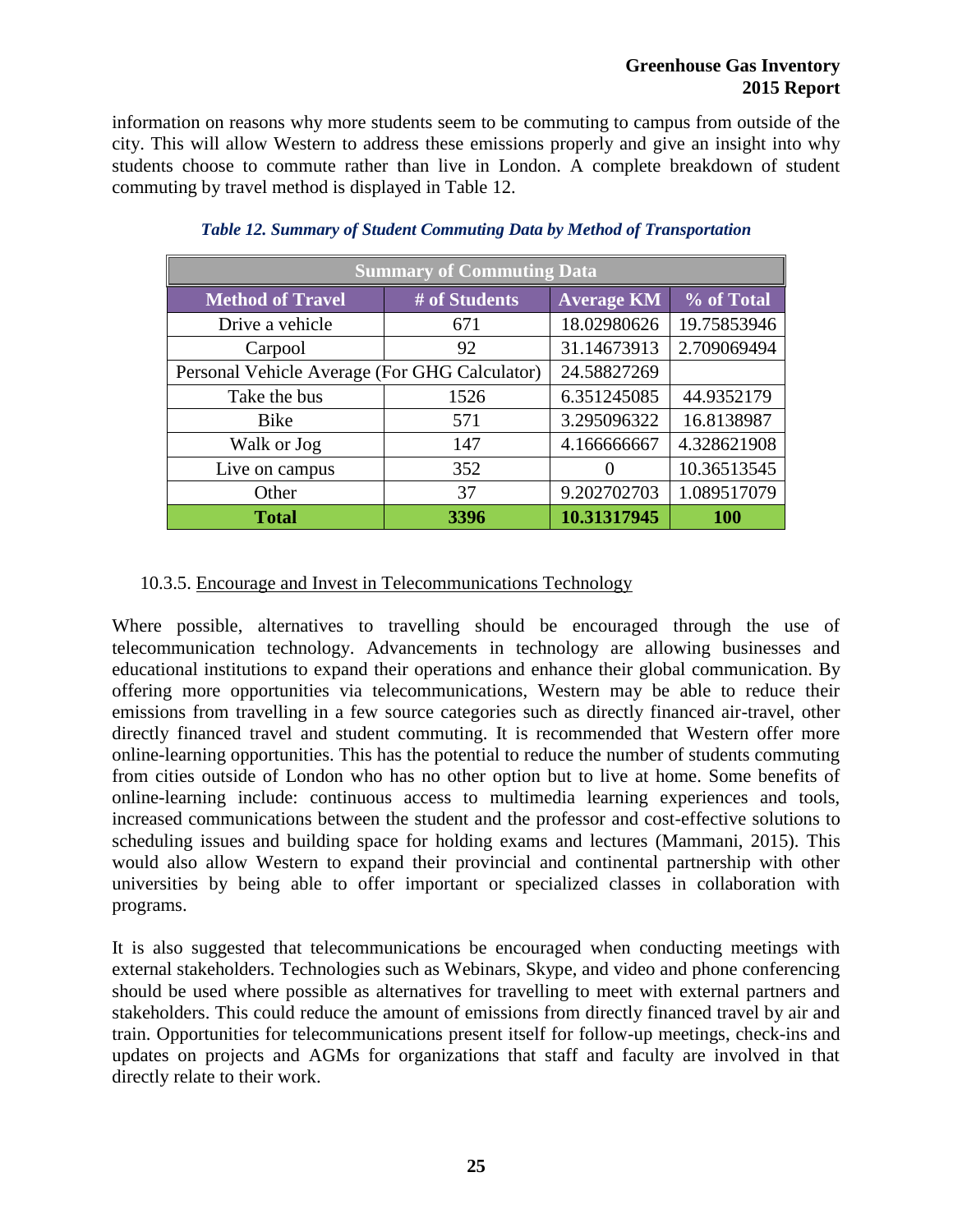information on reasons why more students seem to be commuting to campus from outside of the city. This will allow Western to address these emissions properly and give an insight into why students choose to commute rather than live in London. A complete breakdown of student commuting by travel method is displayed in Table 12.

*Table 12. Summary of Student Commuting Data by Method of Transportation*

| Summary of Commuting Data | | | |
|---|---|---|---|
| **Method of Travel** | **# of Students** | **Average KM** | **% of Total** |
| Drive a vehicle | 671 | 18.02980626 | 19.75853946 |
| Carpool | 92 | 31.14673913 | 2.709069494 |
| Personal Vehicle Average (For GHG Calculator) | | 24.58827269 | |
| Take the bus | 1526 | 6.351245085 | 44.9352179 |
| Bike | 571 | 3.295096322 | 16.8138987 |
| Walk or Jog | 147 | 4.166666667 | 4.328621908 |
| Live on campus | 352 | 0 | 10.36513545 |
| Other | 37 | 9.202702703 | 1.089517079 |
| **Total** | **3396** | **10.31317945** | **100** |

#### 10.3.5. Encourage and Invest in Telecommunications Technology

Where possible, alternatives to travelling should be encouraged through the use of telecommunication technology. Advancements in technology are allowing businesses and educational institutions to expand their operations and enhance their global communication. By offering more opportunities via telecommunications, Western may be able to reduce their emissions from travelling in a few source categories such as directly financed air-travel, other directly financed travel and student commuting. It is recommended that Western offer more online-learning opportunities. This has the potential to reduce the number of students commuting from cities outside of London who has no other option but to live at home. Some benefits of online-learning include: continuous access to multimedia learning experiences and tools, increased communications between the student and the professor and cost-effective solutions to scheduling issues and building space for holding exams and lectures (Mammani, 2015). This would also allow Western to expand their provincial and continental partnership with other universities by being able to offer important or specialized classes in collaboration with programs.

It is also suggested that telecommunications be encouraged when conducting meetings with external stakeholders. Technologies such as Webinars, Skype, and video and phone conferencing should be used where possible as alternatives for travelling to meet with external partners and stakeholders. This could reduce the amount of emissions from directly financed travel by air and train. Opportunities for telecommunications present itself for follow-up meetings, check-ins and updates on projects and AGMs for organizations that staff and faculty are involved in that directly relate to their work.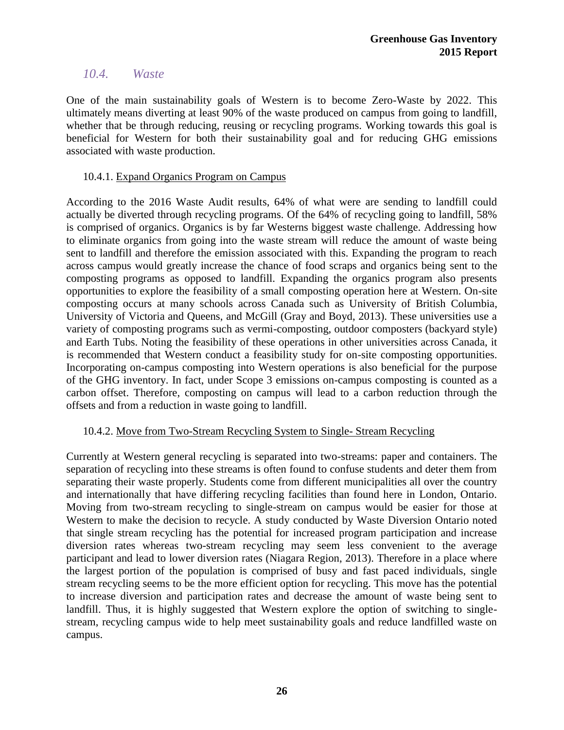## *10.4. Waste*

One of the main sustainability goals of Western is to become Zero-Waste by 2022. This ultimately means diverting at least 90% of the waste produced on campus from going to landfill, whether that be through reducing, reusing or recycling programs. Working towards this goal is beneficial for Western for both their sustainability goal and for reducing GHG emissions associated with waste production.

### 10.4.1. <u>Expand Organics Program on Campus</u>

According to the 2016 Waste Audit results, 64% of what were are sending to landfill could actually be diverted through recycling programs. Of the 64% of recycling going to landfill, 58% is comprised of organics. Organics is by far Westerns biggest waste challenge. Addressing how to eliminate organics from going into the waste stream will reduce the amount of waste being sent to landfill and therefore the emission associated with this. Expanding the program to reach across campus would greatly increase the chance of food scraps and organics being sent to the composting programs as opposed to landfill. Expanding the organics program also presents opportunities to explore the feasibility of a small composting operation here at Western. On-site composting occurs at many schools across Canada such as University of British Columbia, University of Victoria and Queens, and McGill (Gray and Boyd, 2013). These universities use a variety of composting programs such as vermi-composting, outdoor composters (backyard style) and Earth Tubs. Noting the feasibility of these operations in other universities across Canada, it is recommended that Western conduct a feasibility study for on-site composting opportunities. Incorporating on-campus composting into Western operations is also beneficial for the purpose of the GHG inventory. In fact, under Scope 3 emissions on-campus composting is counted as a carbon offset. Therefore, composting on campus will lead to a carbon reduction through the offsets and from a reduction in waste going to landfill.

### 10.4.2. <u>Move from Two-Stream Recycling System to Single- Stream Recycling</u>

Currently at Western general recycling is separated into two-streams: paper and containers. The separation of recycling into these streams is often found to confuse students and deter them from separating their waste properly. Students come from different municipalities all over the country and internationally that have differing recycling facilities than found here in London, Ontario. Moving from two-stream recycling to single-stream on campus would be easier for those at Western to make the decision to recycle. A study conducted by Waste Diversion Ontario noted that single stream recycling has the potential for increased program participation and increase diversion rates whereas two-stream recycling may seem less convenient to the average participant and lead to lower diversion rates (Niagara Region, 2013). Therefore in a place where the largest portion of the population is comprised of busy and fast paced individuals, single stream recycling seems to be the more efficient option for recycling. This move has the potential to increase diversion and participation rates and decrease the amount of waste being sent to landfill. Thus, it is highly suggested that Western explore the option of switching to single-stream, recycling campus wide to help meet sustainability goals and reduce landfilled waste on campus.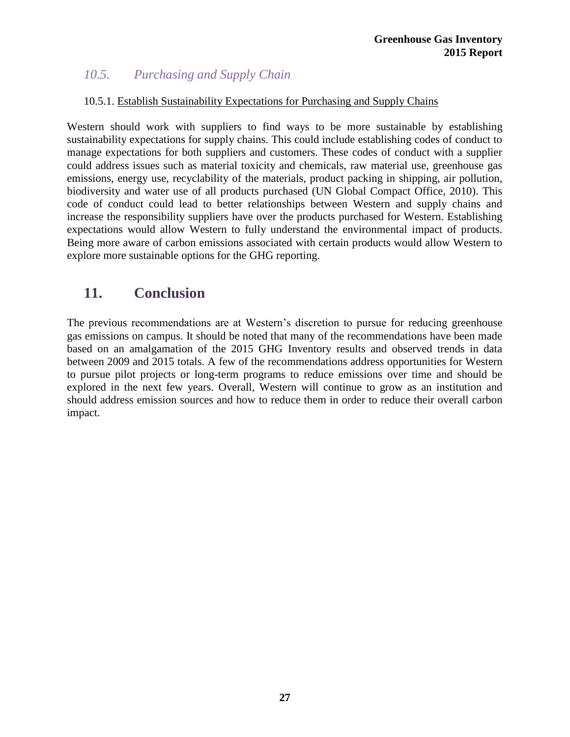## *10.5. Purchasing and Supply Chain*

### 10.5.1. Establish Sustainability Expectations for Purchasing and Supply Chains

Western should work with suppliers to find ways to be more sustainable by establishing sustainability expectations for supply chains. This could include establishing codes of conduct to manage expectations for both suppliers and customers. These codes of conduct with a supplier could address issues such as material toxicity and chemicals, raw material use, greenhouse gas emissions, energy use, recyclability of the materials, product packing in shipping, air pollution, biodiversity and water use of all products purchased (UN Global Compact Office, 2010). This code of conduct could lead to better relationships between Western and supply chains and increase the responsibility suppliers have over the products purchased for Western. Establishing expectations would allow Western to fully understand the environmental impact of products. Being more aware of carbon emissions associated with certain products would allow Western to explore more sustainable options for the GHG reporting.

# 11. Conclusion

The previous recommendations are at Western's discretion to pursue for reducing greenhouse gas emissions on campus. It should be noted that many of the recommendations have been made based on an amalgamation of the 2015 GHG Inventory results and observed trends in data between 2009 and 2015 totals. A few of the recommendations address opportunities for Western to pursue pilot projects or long-term programs to reduce emissions over time and should be explored in the next few years. Overall, Western will continue to grow as an institution and should address emission sources and how to reduce them in order to reduce their overall carbon impact.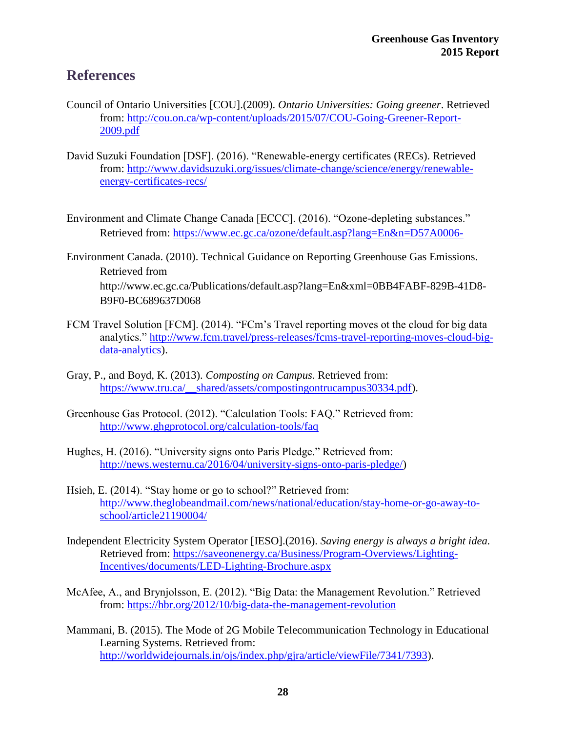## References

Council of Ontario Universities [COU].(2009). *Ontario Universities: Going greener*. Retrieved from: http://cou.on.ca/wp-content/uploads/2015/07/COU-Going-Greener-Report-2009.pdf

David Suzuki Foundation [DSF]. (2016). "Renewable-energy certificates (RECs). Retrieved from: http://www.davidsuzuki.org/issues/climate-change/science/energy/renewable-energy-certificates-recs/

Environment and Climate Change Canada [ECCC]. (2016). "Ozone-depleting substances." Retrieved from: https://www.ec.gc.ca/ozone/default.asp?lang=En&n=D57A0006-

Environment Canada. (2010). Technical Guidance on Reporting Greenhouse Gas Emissions. Retrieved from http://www.ec.gc.ca/Publications/default.asp?lang=En&xml=0BB4FABF-829B-41D8-B9F0-BC689637D068

FCM Travel Solution [FCM]. (2014). "FCm's Travel reporting moves ot the cloud for big data analytics." http://www.fcm.travel/press-releases/fcms-travel-reporting-moves-cloud-big-data-analytics).

Gray, P., and Boyd, K. (2013). *Composting on Campus.* Retrieved from: https://www.tru.ca/__shared/assets/compostingontrucampus30334.pdf).

Greenhouse Gas Protocol. (2012). "Calculation Tools: FAQ." Retrieved from: http://www.ghgprotocol.org/calculation-tools/faq

Hughes, H. (2016). "University signs onto Paris Pledge." Retrieved from: http://news.westernu.ca/2016/04/university-signs-onto-paris-pledge/)

Hsieh, E. (2014). "Stay home or go to school?" Retrieved from: http://www.theglobeandmail.com/news/national/education/stay-home-or-go-away-to-school/article21190004/

Independent Electricity System Operator [IESO].(2016). *Saving energy is always a bright idea.* Retrieved from: https://saveonenergy.ca/Business/Program-Overviews/Lighting-Incentives/documents/LED-Lighting-Brochure.aspx

McAfee, A., and Brynjolsson, E. (2012). "Big Data: the Management Revolution." Retrieved from: https://hbr.org/2012/10/big-data-the-management-revolution

Mammani, B. (2015). The Mode of 2G Mobile Telecommunication Technology in Educational Learning Systems. Retrieved from: http://worldwidejournals.in/ojs/index.php/gjra/article/viewFile/7341/7393).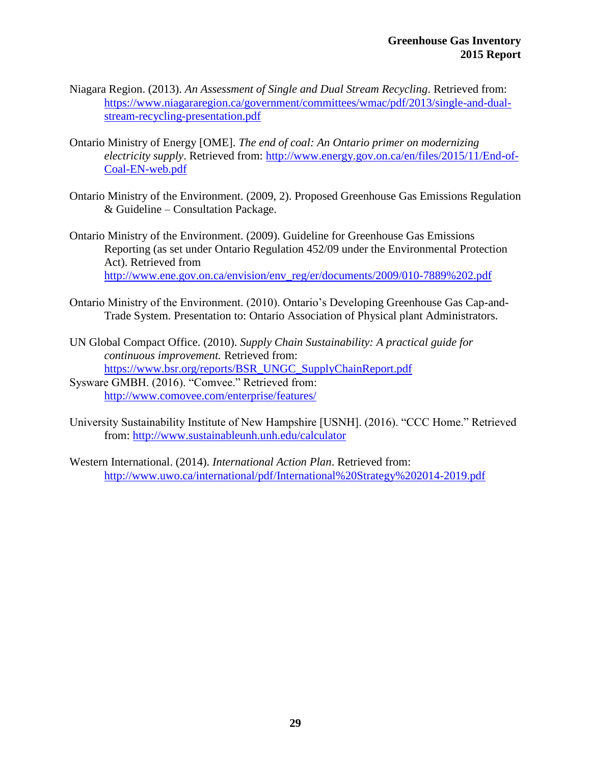Niagara Region. (2013). *An Assessment of Single and Dual Stream Recycling*. Retrieved from: https://www.niagararegion.ca/government/committees/wmac/pdf/2013/single-and-dual-stream-recycling-presentation.pdf

Ontario Ministry of Energy [OME]. *The end of coal: An Ontario primer on modernizing electricity supply*. Retrieved from: http://www.energy.gov.on.ca/en/files/2015/11/End-of-Coal-EN-web.pdf

Ontario Ministry of the Environment. (2009, 2). Proposed Greenhouse Gas Emissions Regulation & Guideline – Consultation Package.

Ontario Ministry of the Environment. (2009). Guideline for Greenhouse Gas Emissions Reporting (as set under Ontario Regulation 452/09 under the Environmental Protection Act). Retrieved from http://www.ene.gov.on.ca/envision/env_reg/er/documents/2009/010-7889%202.pdf

Ontario Ministry of the Environment. (2010). Ontario's Developing Greenhouse Gas Cap-and-Trade System. Presentation to: Ontario Association of Physical plant Administrators.

UN Global Compact Office. (2010). *Supply Chain Sustainability: A practical guide for continuous improvement.* Retrieved from: https://www.bsr.org/reports/BSR_UNGC_SupplyChainReport.pdf

Sysware GMBH. (2016). "Comvee." Retrieved from: http://www.comovee.com/enterprise/features/

University Sustainability Institute of New Hampshire [USNH]. (2016). "CCC Home." Retrieved from: http://www.sustainableunh.unh.edu/calculator

Western International. (2014). *International Action Plan*. Retrieved from: http://www.uwo.ca/international/pdf/International%20Strategy%202014-2019.pdf